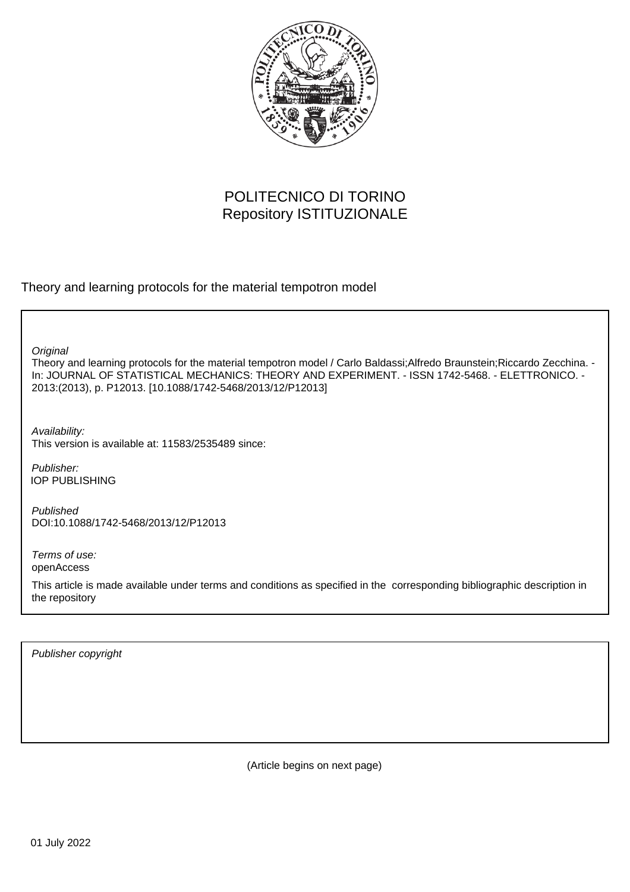POLITECNICO DI TORINO
Repository ISTITUZIONALE

Theory and learning protocols for the material tempotron model

*Original*
Theory and learning protocols for the material tempotron model / Carlo Baldassi;Alfredo Braunstein;Riccardo Zecchina. - In: JOURNAL OF STATISTICAL MECHANICS: THEORY AND EXPERIMENT. - ISSN 1742-5468. - ELETTRONICO. - 2013:(2013), p. P12013. [10.1088/1742-5468/2013/12/P12013]

*Availability:*
This version is available at: 11583/2535489 since:

*Publisher:*
IOP PUBLISHING

*Published*
DOI:10.1088/1742-5468/2013/12/P12013

*Terms of use:*
openAccess

This article is made available under terms and conditions as specified in the corresponding bibliographic description in the repository

*Publisher copyright*

(Article begins on next page)

01 July 2022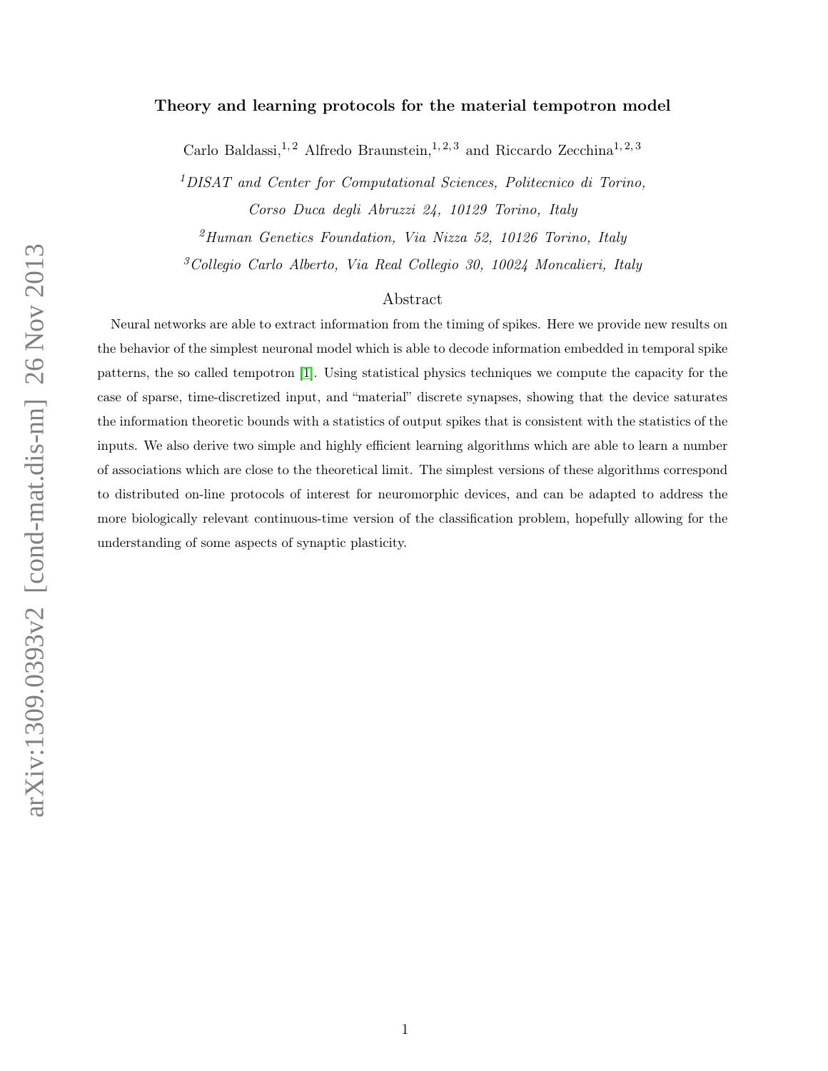# Theory and learning protocols for the material tempotron model

Carlo Baldassi,[1,2] Alfredo Braunstein,[1,2,3] and Riccardo Zecchina[1,2,3]

[1] *DISAT and Center for Computational Sciences, Politecnico di Torino, Corso Duca degli Abruzzi 24, 10129 Torino, Italy*

[2] *Human Genetics Foundation, Via Nizza 52, 10126 Torino, Italy*

[3] *Collegio Carlo Alberto, Via Real Collegio 30, 10024 Moncalieri, Italy*

## Abstract

Neural networks are able to extract information from the timing of spikes. Here we provide new results on the behavior of the simplest neuronal model which is able to decode information embedded in temporal spike patterns, the so called tempotron [1]. Using statistical physics techniques we compute the capacity for the case of sparse, time-discretized input, and "material" discrete synapses, showing that the device saturates the information theoretic bounds with a statistics of output spikes that is consistent with the statistics of the inputs. We also derive two simple and highly efficient learning algorithms which are able to learn a number of associations which are close to the theoretical limit. The simplest versions of these algorithms correspond to distributed on-line protocols of interest for neuromorphic devices, and can be adapted to address the more biologically relevant continuous-time version of the classification problem, hopefully allowing for the understanding of some aspects of synaptic plasticity.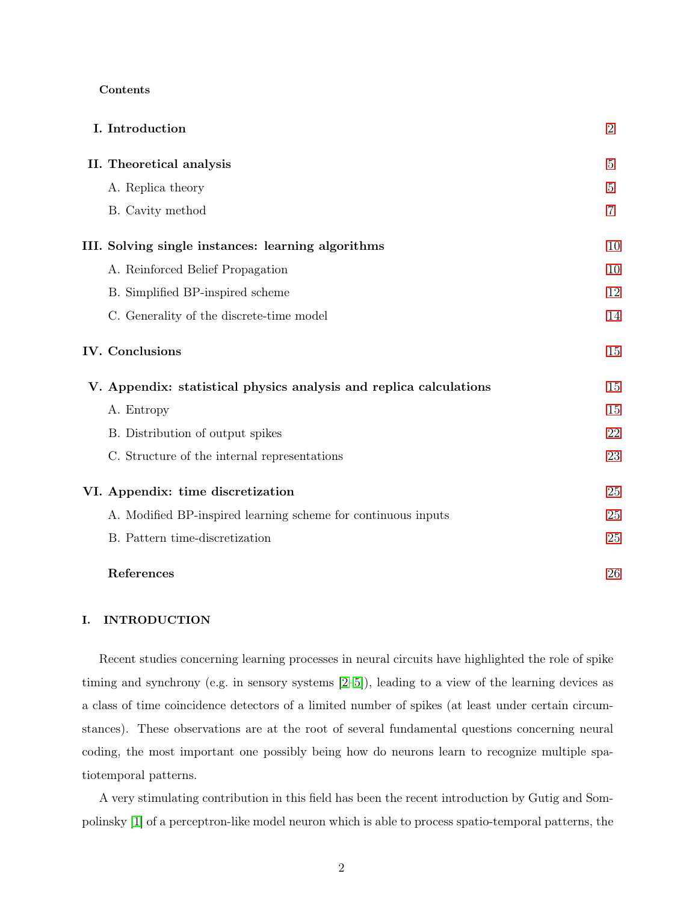**Contents**

| | |
|---|---|
| **I. Introduction** | 2 |
| **II. Theoretical analysis** | 5 |
| A. Replica theory | 5 |
| B. Cavity method | 7 |
| **III. Solving single instances: learning algorithms** | 10 |
| A. Reinforced Belief Propagation | 10 |
| B. Simplified BP-inspired scheme | 12 |
| C. Generality of the discrete-time model | 14 |
| **IV. Conclusions** | 15 |
| **V. Appendix: statistical physics analysis and replica calculations** | 15 |
| A. Entropy | 15 |
| B. Distribution of output spikes | 22 |
| C. Structure of the internal representations | 23 |
| **VI. Appendix: time discretization** | 25 |
| A. Modified BP-inspired learning scheme for continuous inputs | 25 |
| B. Pattern time-discretization | 25 |
| **References** | 26 |

## I. INTRODUCTION

Recent studies concerning learning processes in neural circuits have highlighted the role of spike timing and synchrony (e.g. in sensory systems [2–5]), leading to a view of the learning devices as a class of time coincidence detectors of a limited number of spikes (at least under certain circumstances). These observations are at the root of several fundamental questions concerning neural coding, the most important one possibly being how do neurons learn to recognize multiple spatiotemporal patterns.

A very stimulating contribution in this field has been the recent introduction by Gutig and Sompolinsky [1] of a perceptron-like model neuron which is able to process spatio-temporal patterns, the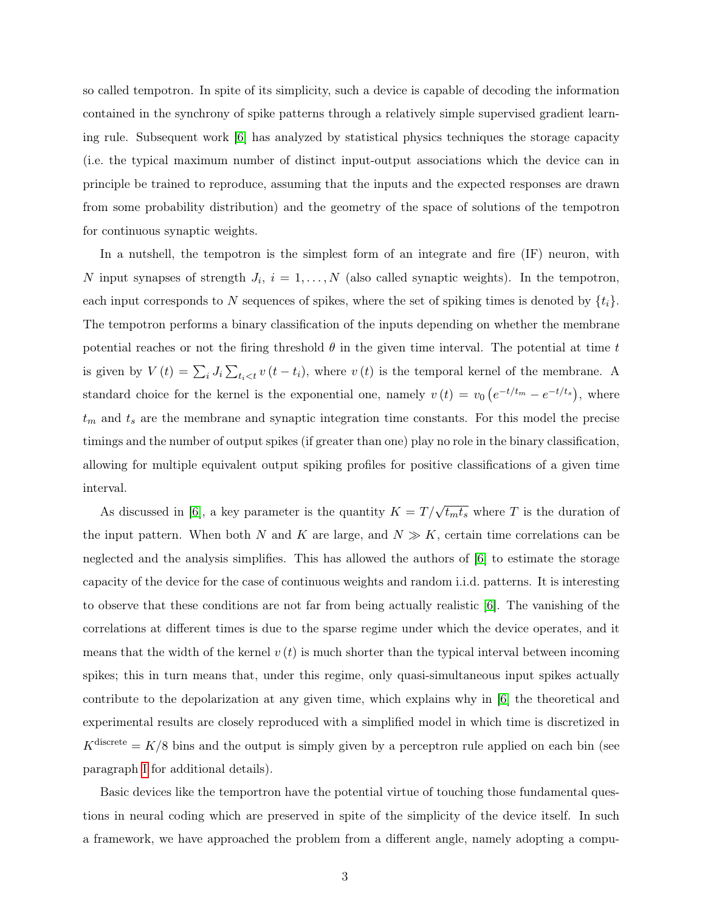so called tempotron. In spite of its simplicity, such a device is capable of decoding the information contained in the synchrony of spike patterns through a relatively simple supervised gradient learning rule. Subsequent work [6] has analyzed by statistical physics techniques the storage capacity (i.e. the typical maximum number of distinct input-output associations which the device can in principle be trained to reproduce, assuming that the inputs and the expected responses are drawn from some probability distribution) and the geometry of the space of solutions of the tempotron for continuous synaptic weights.

In a nutshell, the tempotron is the simplest form of an integrate and fire (IF) neuron, with $N$ input synapses of strength $J_i$, $i = 1, \ldots, N$ (also called synaptic weights). In the tempotron, each input corresponds to $N$ sequences of spikes, where the set of spiking times is denoted by $\{t_i\}$. The tempotron performs a binary classification of the inputs depending on whether the membrane potential reaches or not the firing threshold $\theta$ in the given time interval. The potential at time $t$ is given by $V(t) = \sum_i J_i \sum_{t_i<t} v(t - t_i)$, where $v(t)$ is the temporal kernel of the membrane. A standard choice for the kernel is the exponential one, namely $v(t) = v_0 \left(e^{-t/t_m} - e^{-t/t_s}\right)$, where $t_m$ and $t_s$ are the membrane and synaptic integration time constants. For this model the precise timings and the number of output spikes (if greater than one) play no role in the binary classification, allowing for multiple equivalent output spiking profiles for positive classifications of a given time interval.

As discussed in [6], a key parameter is the quantity $K = T/\sqrt{t_m t_s}$ where $T$ is the duration of the input pattern. When both $N$ and $K$ are large, and $N \gg K$, certain time correlations can be neglected and the analysis simplifies. This has allowed the authors of [6] to estimate the storage capacity of the device for the case of continuous weights and random i.i.d. patterns. It is interesting to observe that these conditions are not far from being actually realistic [6]. The vanishing of the correlations at different times is due to the sparse regime under which the device operates, and it means that the width of the kernel $v(t)$ is much shorter than the typical interval between incoming spikes; this in turn means that, under this regime, only quasi-simultaneous input spikes actually contribute to the depolarization at any given time, which explains why in [6] the theoretical and experimental results are closely reproduced with a simplified model in which time is discretized in $K^{\text{discrete}} = K/8$ bins and the output is simply given by a perceptron rule applied on each bin (see paragraph I for additional details).

Basic devices like the temportron have the potential virtue of touching those fundamental questions in neural coding which are preserved in spite of the simplicity of the device itself. In such a framework, we have approached the problem from a different angle, namely adopting a compu-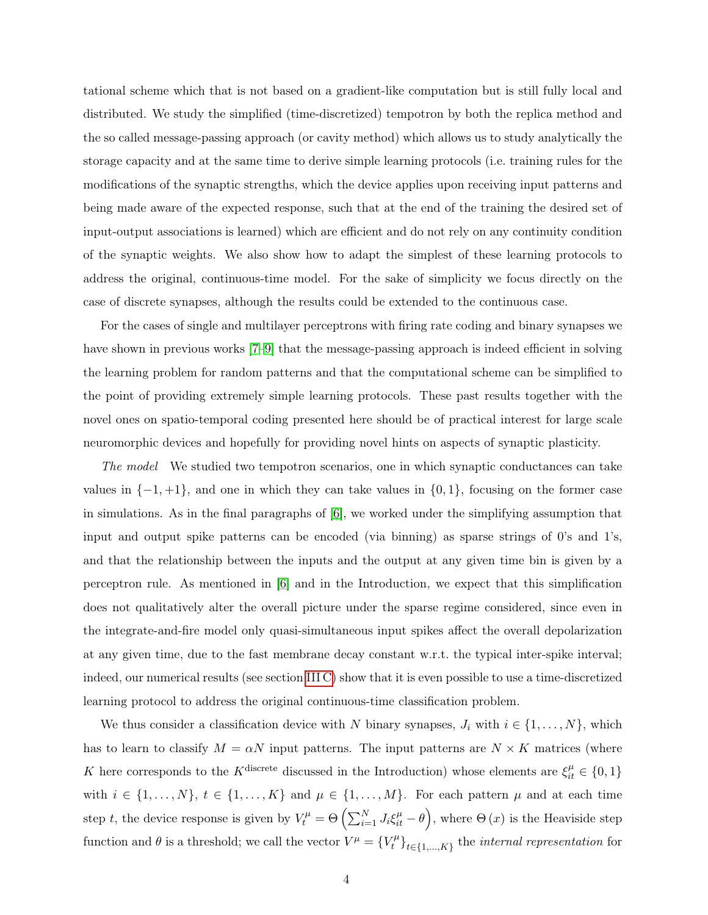tational scheme which that is not based on a gradient-like computation but is still fully local and distributed. We study the simplified (time-discretized) tempotron by both the replica method and the so called message-passing approach (or cavity method) which allows us to study analytically the storage capacity and at the same time to derive simple learning protocols (i.e. training rules for the modifications of the synaptic strengths, which the device applies upon receiving input patterns and being made aware of the expected response, such that at the end of the training the desired set of input-output associations is learned) which are efficient and do not rely on any continuity condition of the synaptic weights. We also show how to adapt the simplest of these learning protocols to address the original, continuous-time model. For the sake of simplicity we focus directly on the case of discrete synapses, although the results could be extended to the continuous case.

For the cases of single and multilayer perceptrons with firing rate coding and binary synapses we have shown in previous works [7–9] that the message-passing approach is indeed efficient in solving the learning problem for random patterns and that the computational scheme can be simplified to the point of providing extremely simple learning protocols. These past results together with the novel ones on spatio-temporal coding presented here should be of practical interest for large scale neuromorphic devices and hopefully for providing novel hints on aspects of synaptic plasticity.

*The model* We studied two tempotron scenarios, one in which synaptic conductances can take values in $\{-1, +1\}$, and one in which they can take values in $\{0, 1\}$, focusing on the former case in simulations. As in the final paragraphs of [6], we worked under the simplifying assumption that input and output spike patterns can be encoded (via binning) as sparse strings of 0's and 1's, and that the relationship between the inputs and the output at any given time bin is given by a perceptron rule. As mentioned in [6] and in the Introduction, we expect that this simplification does not qualitatively alter the overall picture under the sparse regime considered, since even in the integrate-and-fire model only quasi-simultaneous input spikes affect the overall depolarization at any given time, due to the fast membrane decay constant w.r.t. the typical inter-spike interval; indeed, our numerical results (see section III C) show that it is even possible to use a time-discretized learning protocol to address the original continuous-time classification problem.

We thus consider a classification device with $N$ binary synapses, $J_i$ with $i \in \{1, \ldots, N\}$, which has to learn to classify $M = \alpha N$ input patterns. The input patterns are $N \times K$ matrices (where $K$ here corresponds to the $K^{\text{discrete}}$ discussed in the Introduction) whose elements are $\xi_{it}^{\mu} \in \{0, 1\}$ with $i \in \{1, \ldots, N\}$, $t \in \{1, \ldots, K\}$ and $\mu \in \{1, \ldots, M\}$. For each pattern $\mu$ and at each time step $t$, the device response is given by $V_t^{\mu} = \Theta\left(\sum_{i=1}^{N} J_i \xi_{it}^{\mu} - \theta\right)$, where $\Theta(x)$ is the Heaviside step function and $\theta$ is a threshold; we call the vector $V^{\mu} = \{V_t^{\mu}\}_{t \in \{1, \ldots, K\}}$ the *internal representation* for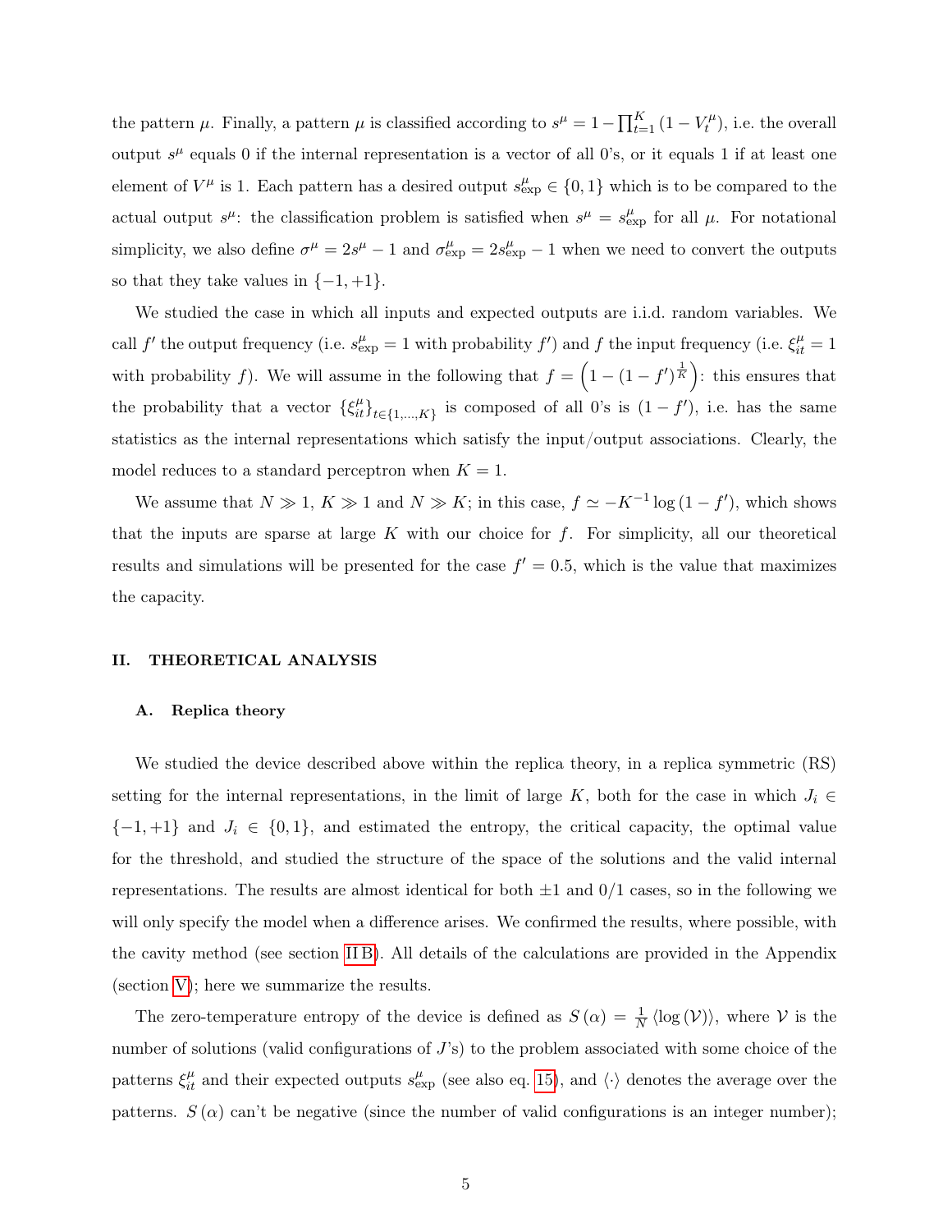the pattern $\mu$. Finally, a pattern $\mu$ is classified according to $s^{\mu} = 1 - \prod_{t=1}^{K}\left(1 - V_t^{\mu}\right)$, i.e. the overall output $s^{\mu}$ equals 0 if the internal representation is a vector of all 0's, or it equals 1 if at least one element of $V^{\mu}$ is 1. Each pattern has a desired output $s_{\text{exp}}^{\mu} \in \{0, 1\}$ which is to be compared to the actual output $s^{\mu}$: the classification problem is satisfied when $s^{\mu} = s_{\text{exp}}^{\mu}$ for all $\mu$. For notational simplicity, we also define $\sigma^{\mu} = 2s^{\mu} - 1$ and $\sigma_{\text{exp}}^{\mu} = 2s_{\text{exp}}^{\mu} - 1$ when we need to convert the outputs so that they take values in $\{-1, +1\}$.

We studied the case in which all inputs and expected outputs are i.i.d. random variables. We call $f'$ the output frequency (i.e. $s_{\text{exp}}^{\mu} = 1$ with probability $f'$) and $f$ the input frequency (i.e. $\xi_{it}^{\mu} = 1$ with probability $f$). We will assume in the following that $f = \left(1 - (1 - f')^{\frac{1}{K}}\right)$: this ensures that the probability that a vector $\{\xi_{it}^{\mu}\}_{t \in \{1,\ldots,K\}}$ is composed of all 0's is $(1 - f')$, i.e. has the same statistics as the internal representations which satisfy the input/output associations. Clearly, the model reduces to a standard perceptron when $K = 1$.

We assume that $N \gg 1$, $K \gg 1$ and $N \gg K$; in this case, $f \simeq -K^{-1} \log(1 - f')$, which shows that the inputs are sparse at large $K$ with our choice for $f$. For simplicity, all our theoretical results and simulations will be presented for the case $f' = 0.5$, which is the value that maximizes the capacity.

## II. THEORETICAL ANALYSIS

### A. Replica theory

We studied the device described above within the replica theory, in a replica symmetric (RS) setting for the internal representations, in the limit of large $K$, both for the case in which $J_i \in \{-1, +1\}$ and $J_i \in \{0, 1\}$, and estimated the entropy, the critical capacity, the optimal value for the threshold, and studied the structure of the space of the solutions and the valid internal representations. The results are almost identical for both $\pm 1$ and 0/1 cases, so in the following we will only specify the model when a difference arises. We confirmed the results, where possible, with the cavity method (see section II B). All details of the calculations are provided in the Appendix (section V); here we summarize the results.

The zero-temperature entropy of the device is defined as $S(\alpha) = \frac{1}{N}\langle \log(\mathcal{V}) \rangle$, where $\mathcal{V}$ is the number of solutions (valid configurations of $J$'s) to the problem associated with some choice of the patterns $\xi_{it}^{\mu}$ and their expected outputs $s_{\text{exp}}^{\mu}$ (see also eq. 15), and $\langle \cdot \rangle$ denotes the average over the patterns. $S(\alpha)$ can't be negative (since the number of valid configurations is an integer number);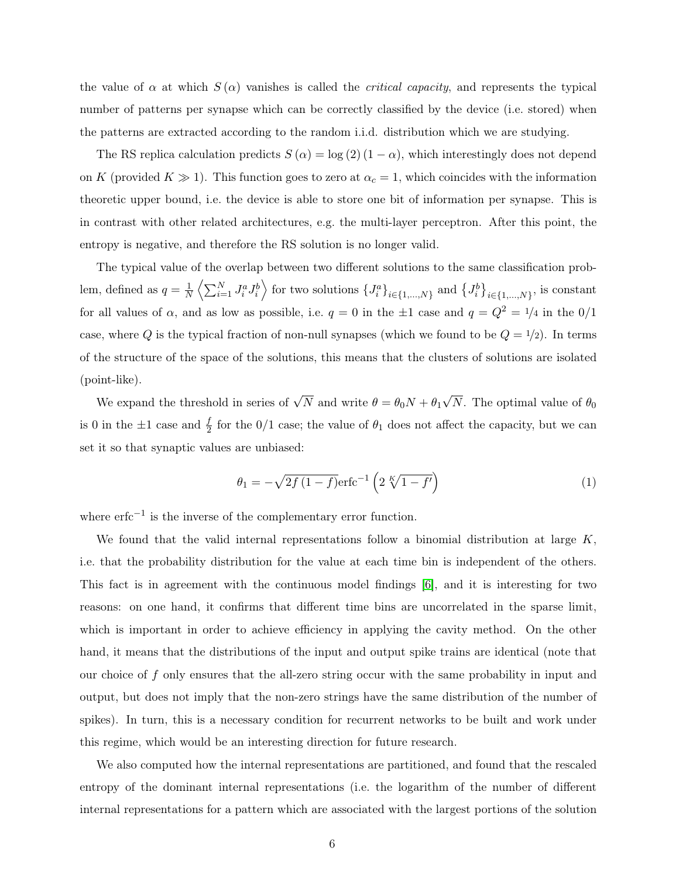the value of $\alpha$ at which $S(\alpha)$ vanishes is called the *critical capacity*, and represents the typical number of patterns per synapse which can be correctly classified by the device (i.e. stored) when the patterns are extracted according to the random i.i.d. distribution which we are studying.

The RS replica calculation predicts $S(\alpha) = \log(2)(1-\alpha)$, which interestingly does not depend on $K$ (provided $K \gg 1$). This function goes to zero at $\alpha_c = 1$, which coincides with the information theoretic upper bound, i.e. the device is able to store one bit of information per synapse. This is in contrast with other related architectures, e.g. the multi-layer perceptron. After this point, the entropy is negative, and therefore the RS solution is no longer valid.

The typical value of the overlap between two different solutions to the same classification problem, defined as $q = \frac{1}{N}\left\langle \sum_{i=1}^{N} J_i^a J_i^b \right\rangle$ for two solutions $\left\{J_i^a\right\}_{i\in\{1,\ldots,N\}}$ and $\left\{J_i^b\right\}_{i\in\{1,\ldots,N\}}$, is constant for all values of $\alpha$, and as low as possible, i.e. $q = 0$ in the $\pm1$ case and $q = Q^2 = 1/4$ in the 0/1 case, where $Q$ is the typical fraction of non-null synapses (which we found to be $Q = 1/2$). In terms of the structure of the space of the solutions, this means that the clusters of solutions are isolated (point-like).

We expand the threshold in series of $\sqrt{N}$ and write $\theta = \theta_0 N + \theta_1 \sqrt{N}$. The optimal value of $\theta_0$ is 0 in the $\pm1$ case and $\frac{f}{2}$ for the 0/1 case; the value of $\theta_1$ does not affect the capacity, but we can set it so that synaptic values are unbiased:

$$\theta_1 = -\sqrt{2f(1-f)}\,\mathrm{erfc}^{-1}\left(2\sqrt[K]{1-f'}\right) \tag{1}$$

where $\mathrm{erfc}^{-1}$ is the inverse of the complementary error function.

We found that the valid internal representations follow a binomial distribution at large $K$, i.e. that the probability distribution for the value at each time bin is independent of the others. This fact is in agreement with the continuous model findings [6], and it is interesting for two reasons: on one hand, it confirms that different time bins are uncorrelated in the sparse limit, which is important in order to achieve efficiency in applying the cavity method. On the other hand, it means that the distributions of the input and output spike trains are identical (note that our choice of $f$ only ensures that the all-zero string occur with the same probability in input and output, but does not imply that the non-zero strings have the same distribution of the number of spikes). In turn, this is a necessary condition for recurrent networks to be built and work under this regime, which would be an interesting direction for future research.

We also computed how the internal representations are partitioned, and found that the rescaled entropy of the dominant internal representations (i.e. the logarithm of the number of different internal representations for a pattern which are associated with the largest portions of the solution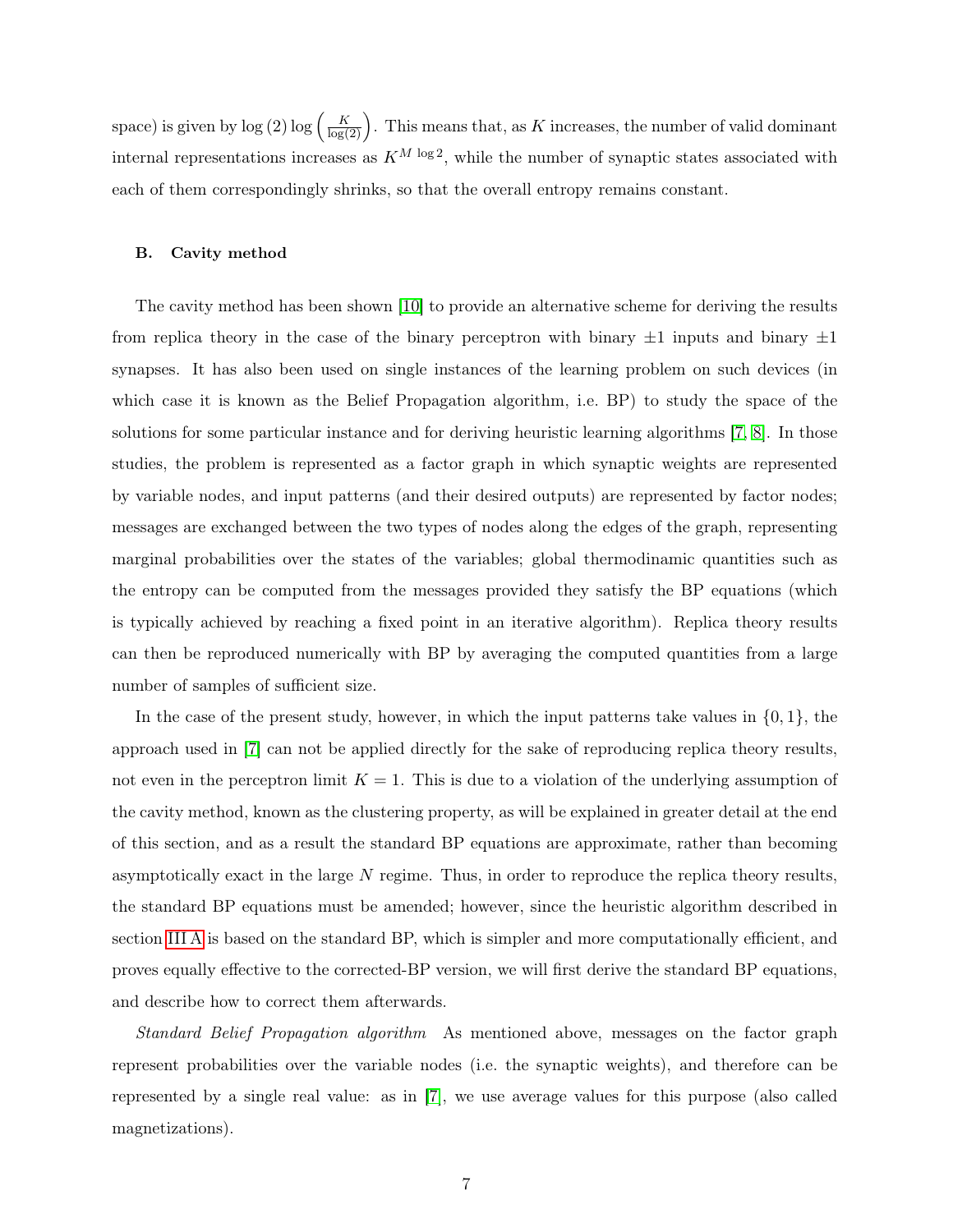space) is given by $\log(2)\log\left(\frac{K}{\log(2)}\right)$. This means that, as $K$ increases, the number of valid dominant internal representations increases as $K^{M\log 2}$, while the number of synaptic states associated with each of them correspondingly shrinks, so that the overall entropy remains constant.

### B. Cavity method

The cavity method has been shown [10] to provide an alternative scheme for deriving the results from replica theory in the case of the binary perceptron with binary $\pm1$ inputs and binary $\pm1$ synapses. It has also been used on single instances of the learning problem on such devices (in which case it is known as the Belief Propagation algorithm, i.e. BP) to study the space of the solutions for some particular instance and for deriving heuristic learning algorithms [7, 8]. In those studies, the problem is represented as a factor graph in which synaptic weights are represented by variable nodes, and input patterns (and their desired outputs) are represented by factor nodes; messages are exchanged between the two types of nodes along the edges of the graph, representing marginal probabilities over the states of the variables; global thermodinamic quantities such as the entropy can be computed from the messages provided they satisfy the BP equations (which is typically achieved by reaching a fixed point in an iterative algorithm). Replica theory results can then be reproduced numerically with BP by averaging the computed quantities from a large number of samples of sufficient size.

In the case of the present study, however, in which the input patterns take values in $\{0,1\}$, the approach used in [7] can not be applied directly for the sake of reproducing replica theory results, not even in the perceptron limit $K=1$. This is due to a violation of the underlying assumption of the cavity method, known as the clustering property, as will be explained in greater detail at the end of this section, and as a result the standard BP equations are approximate, rather than becoming asymptotically exact in the large $N$ regime. Thus, in order to reproduce the replica theory results, the standard BP equations must be amended; however, since the heuristic algorithm described in section III A is based on the standard BP, which is simpler and more computationally efficient, and proves equally effective to the corrected-BP version, we will first derive the standard BP equations, and describe how to correct them afterwards.

*Standard Belief Propagation algorithm* As mentioned above, messages on the factor graph represent probabilities over the variable nodes (i.e. the synaptic weights), and therefore can be represented by a single real value: as in [7], we use average values for this purpose (also called magnetizations).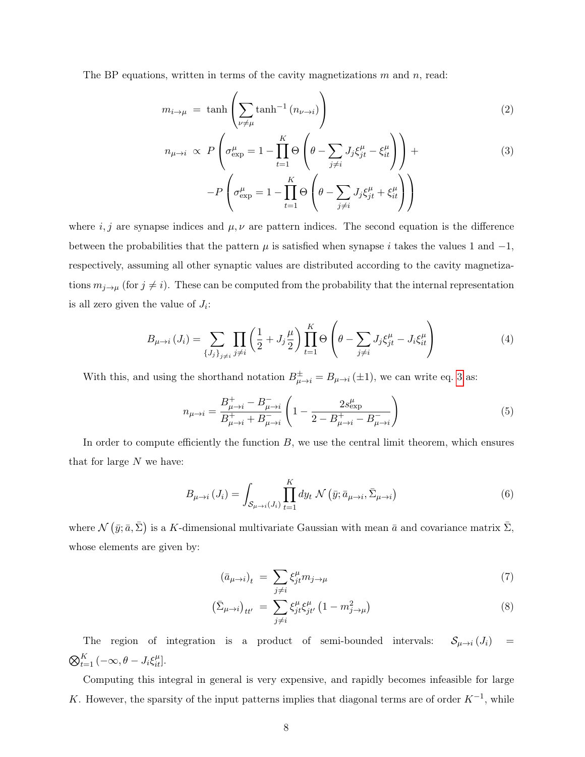The BP equations, written in terms of the cavity magnetizations $m$ and $n$, read:

$$m_{i\to\mu} = \tanh\left(\sum_{\nu\neq\mu}\tanh^{-1}\left(n_{\nu\to i}\right)\right) \tag{2}$$

$$\begin{aligned} n_{\mu\to i} \propto & \; P\left(\sigma^{\mu}_{\text{exp}} = 1 - \prod_{t=1}^{K}\Theta\left(\theta - \sum_{j\neq i}J_j\xi^{\mu}_{jt} - \xi^{\mu}_{it}\right)\right) + \\ & -P\left(\sigma^{\mu}_{\text{exp}} = 1 - \prod_{t=1}^{K}\Theta\left(\theta - \sum_{j\neq i}J_j\xi^{\mu}_{jt} + \xi^{\mu}_{it}\right)\right) \end{aligned} \tag{3}$$

where $i, j$ are synapse indices and $\mu, \nu$ are pattern indices. The second equation is the difference between the probabilities that the pattern $\mu$ is satisfied when synapse $i$ takes the values 1 and $-1$, respectively, assuming all other synaptic values are distributed according to the cavity magnetizations $m_{j\to\mu}$ (for $j \neq i$). These can be computed from the probability that the internal representation is all zero given the value of $J_i$:

$$B_{\mu\to i}\left(J_i\right) = \sum_{\{J_j\}_{j\neq i}}\prod_{j\neq i}\left(\frac{1}{2} + J_j\frac{\mu}{2}\right)\prod_{t=1}^{K}\Theta\left(\theta - \sum_{j\neq i}J_j\xi^{\mu}_{jt} - J_i\xi^{\mu}_{it}\right) \tag{4}$$

With this, and using the shorthand notation $B^{\pm}_{\mu\to i} = B_{\mu\to i}\left(\pm 1\right)$, we can write eq. 3 as:

$$n_{\mu\to i} = \frac{B^{+}_{\mu\to i} - B^{-}_{\mu\to i}}{B^{+}_{\mu\to i} + B^{-}_{\mu\to i}}\left(1 - \frac{2s^{\mu}_{\text{exp}}}{2 - B^{+}_{\mu\to i} - B^{-}_{\mu\to i}}\right) \tag{5}$$

In order to compute efficiently the function $B$, we use the central limit theorem, which ensures that for large $N$ we have:

$$B_{\mu\to i}\left(J_i\right) = \int_{\mathcal{S}_{\mu\to i}(J_i)}\prod_{t=1}^{K}dy_t\;\mathcal{N}\left(\bar{y};\bar{a}_{\mu\to i},\bar{\Sigma}_{\mu\to i}\right) \tag{6}$$

where $\mathcal{N}\left(\bar{y};\bar{a},\bar{\Sigma}\right)$ is a $K$-dimensional multivariate Gaussian with mean $\bar{a}$ and covariance matrix $\bar{\Sigma}$, whose elements are given by:

$$\left(\bar{a}_{\mu\to i}\right)_t = \sum_{j\neq i}\xi^{\mu}_{jt}m_{j\to\mu} \tag{7}$$

$$\left(\bar{\Sigma}_{\mu\to i}\right)_{tt'} = \sum_{j\neq i}\xi^{\mu}_{jt}\xi^{\mu}_{jt'}\left(1 - m^2_{j\to\mu}\right) \tag{8}$$

The region of integration is a product of semi-bounded intervals: $\mathcal{S}_{\mu\to i}\left(J_i\right) = \bigotimes_{t=1}^{K}\left(-\infty, \theta - J_i\xi^{\mu}_{it}\right]$.

Computing this integral in general is very expensive, and rapidly becomes infeasible for large $K$. However, the sparsity of the input patterns implies that diagonal terms are of order $K^{-1}$, while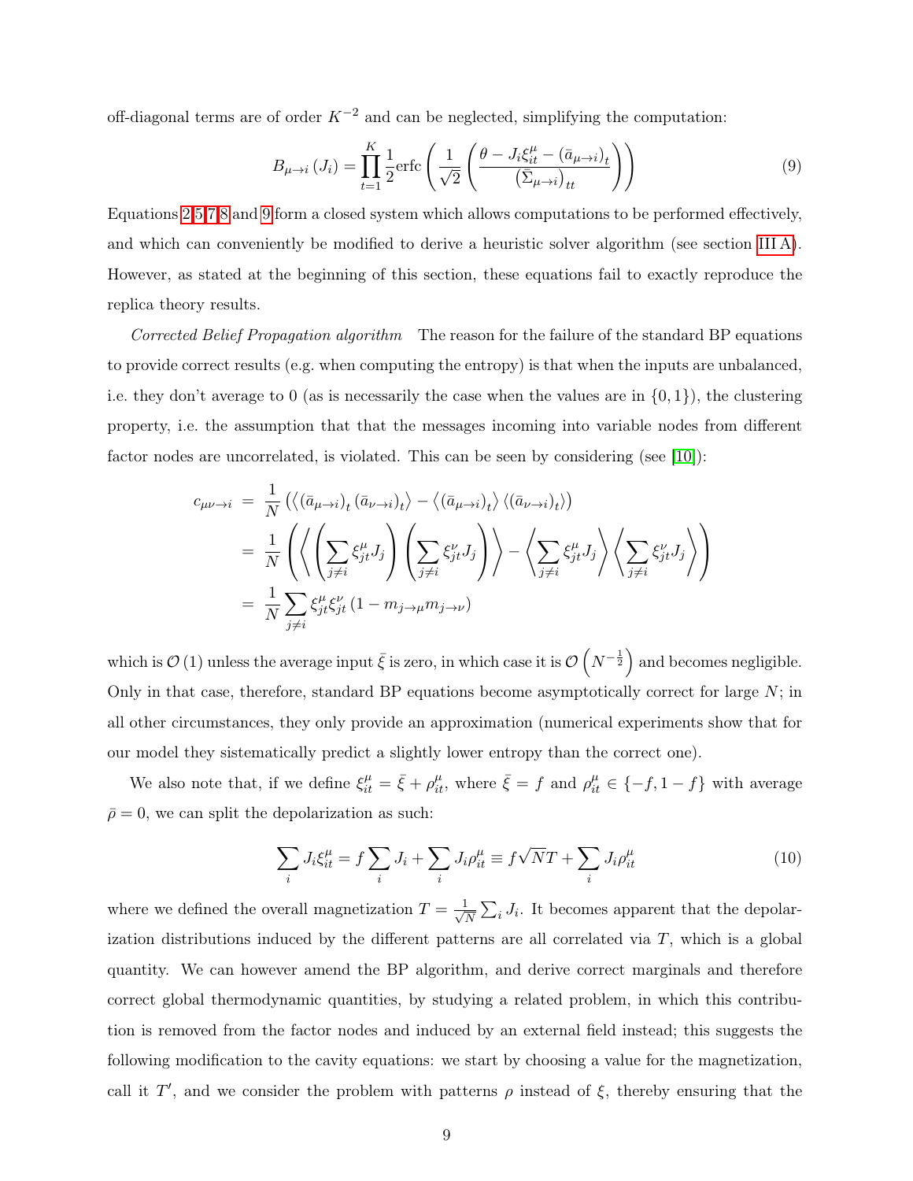off-diagonal terms are of order $K^{-2}$ and can be neglected, simplifying the computation:

$$B_{\mu\to i}(J_i) = \prod_{t=1}^{K} \frac{1}{2}\mathrm{erfc}\left(\frac{1}{\sqrt{2}}\left(\frac{\theta - J_i\xi_{it}^{\mu} - (\bar{a}_{\mu\to i})_t}{(\bar{\Sigma}_{\mu\to i})_{tt}}\right)\right) \tag{9}$$

Equations 2,5,7,8 and 9 form a closed system which allows computations to be performed effectively, and which can conveniently be modified to derive a heuristic solver algorithm (see section III A). However, as stated at the beginning of this section, these equations fail to exactly reproduce the replica theory results.

*Corrected Belief Propagation algorithm* The reason for the failure of the standard BP equations to provide correct results (e.g. when computing the entropy) is that when the inputs are unbalanced, i.e. they don't average to 0 (as is necessarily the case when the values are in $\{0,1\}$), the clustering property, i.e. the assumption that that the messages incoming into variable nodes from different factor nodes are uncorrelated, is violated. This can be seen by considering (see [10]):

$$\begin{aligned}
c_{\mu\nu\to i} &= \frac{1}{N}\left(\left\langle (\bar{a}_{\mu\to i})_t (\bar{a}_{\nu\to i})_t \right\rangle - \left\langle (\bar{a}_{\mu\to i})_t \right\rangle \left\langle (\bar{a}_{\nu\to i})_t \right\rangle\right) \\
&= \frac{1}{N}\left(\left\langle \left(\sum_{j\neq i}\xi_{jt}^{\mu}J_j\right)\left(\sum_{j\neq i}\xi_{jt}^{\nu}J_j\right)\right\rangle - \left\langle \sum_{j\neq i}\xi_{jt}^{\mu}J_j\right\rangle \left\langle \sum_{j\neq i}\xi_{jt}^{\nu}J_j\right\rangle\right) \\
&= \frac{1}{N}\sum_{j\neq i}\xi_{jt}^{\mu}\xi_{jt}^{\nu}\left(1 - m_{j\to\mu}m_{j\to\nu}\right)
\end{aligned}$$

which is $\mathcal{O}(1)$ unless the average input $\bar{\xi}$ is zero, in which case it is $\mathcal{O}\left(N^{-\frac{1}{2}}\right)$ and becomes negligible. Only in that case, therefore, standard BP equations become asymptotically correct for large $N$; in all other circumstances, they only provide an approximation (numerical experiments show that for our model they sistematically predict a slightly lower entropy than the correct one).

We also note that, if we define $\xi_{it}^{\mu} = \bar{\xi} + \rho_{it}^{\mu}$, where $\bar{\xi} = f$ and $\rho_{it}^{\mu} \in \{-f, 1-f\}$ with average $\bar{\rho} = 0$, we can split the depolarization as such:

$$\sum_i J_i\xi_{it}^{\mu} = f\sum_i J_i + \sum_i J_i\rho_{it}^{\mu} \equiv f\sqrt{N}T + \sum_i J_i\rho_{it}^{\mu} \tag{10}$$

where we defined the overall magnetization $T = \frac{1}{\sqrt{N}}\sum_i J_i$. It becomes apparent that the depolarization distributions induced by the different patterns are all correlated via $T$, which is a global quantity. We can however amend the BP algorithm, and derive correct marginals and therefore correct global thermodynamic quantities, by studying a related problem, in which this contribution is removed from the factor nodes and induced by an external field instead; this suggests the following modification to the cavity equations: we start by choosing a value for the magnetization, call it $T'$, and we consider the problem with patterns $\rho$ instead of $\xi$, thereby ensuring that the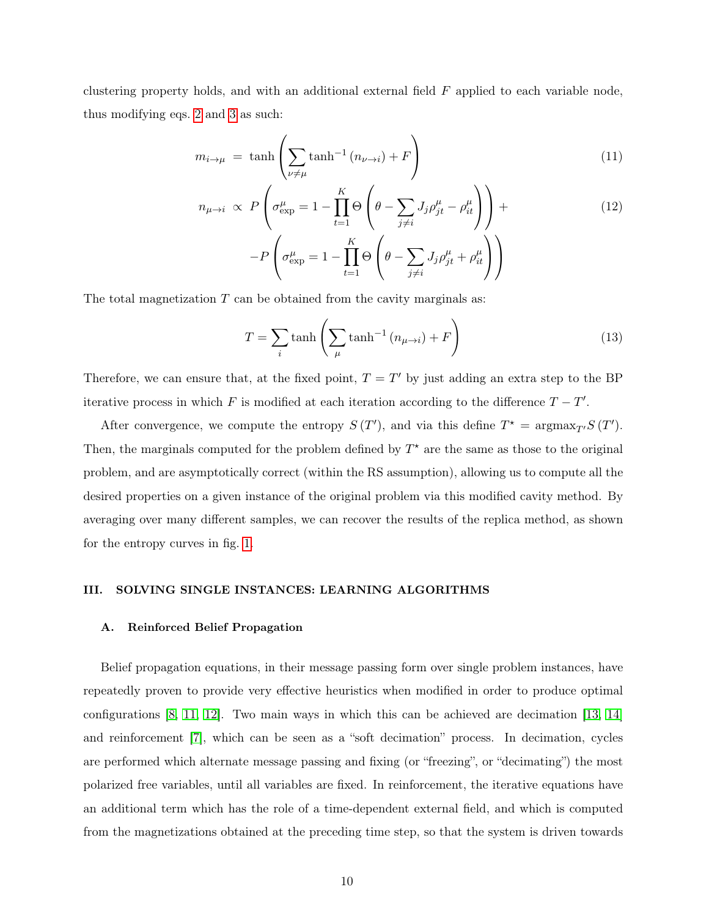clustering property holds, and with an additional external field $F$ applied to each variable node, thus modifying eqs. 2 and 3 as such:

$$m_{i\to\mu} \;=\; \tanh\left(\sum_{\nu\neq\mu}\tanh^{-1}\left(n_{\nu\to i}\right)+F\right) \tag{11}$$

$$\begin{aligned} n_{\mu\to i} \;\propto\; & P\left(\sigma^{\mu}_{\mathrm{exp}} = 1-\prod_{t=1}^{K}\Theta\left(\theta-\sum_{j\neq i}J_j\rho^{\mu}_{jt}-\rho^{\mu}_{it}\right)\right)+ \\ & -P\left(\sigma^{\mu}_{\mathrm{exp}} = 1-\prod_{t=1}^{K}\Theta\left(\theta-\sum_{j\neq i}J_j\rho^{\mu}_{jt}+\rho^{\mu}_{it}\right)\right) \end{aligned} \tag{12}$$

The total magnetization $T$ can be obtained from the cavity marginals as:

$$T=\sum_i\tanh\left(\sum_{\mu}\tanh^{-1}\left(n_{\mu\to i}\right)+F\right) \tag{13}$$

Therefore, we can ensure that, at the fixed point, $T=T'$ by just adding an extra step to the BP iterative process in which $F$ is modified at each iteration according to the difference $T-T'$.

After convergence, we compute the entropy $S\left(T'\right)$, and via this define $T^{\star}=\mathrm{argmax}_{T'}S\left(T'\right)$. Then, the marginals computed for the problem defined by $T^{\star}$ are the same as those to the original problem, and are asymptotically correct (within the RS assumption), allowing us to compute all the desired properties on a given instance of the original problem via this modified cavity method. By averaging over many different samples, we can recover the results of the replica method, as shown for the entropy curves in fig. 1.

## III. SOLVING SINGLE INSTANCES: LEARNING ALGORITHMS

### A. Reinforced Belief Propagation

Belief propagation equations, in their message passing form over single problem instances, have repeatedly proven to provide very effective heuristics when modified in order to produce optimal configurations [8, 11, 12]. Two main ways in which this can be achieved are decimation [13, 14] and reinforcement [7], which can be seen as a "soft decimation" process. In decimation, cycles are performed which alternate message passing and fixing (or "freezing", or "decimating") the most polarized free variables, until all variables are fixed. In reinforcement, the iterative equations have an additional term which has the role of a time-dependent external field, and which is computed from the magnetizations obtained at the preceding time step, so that the system is driven towards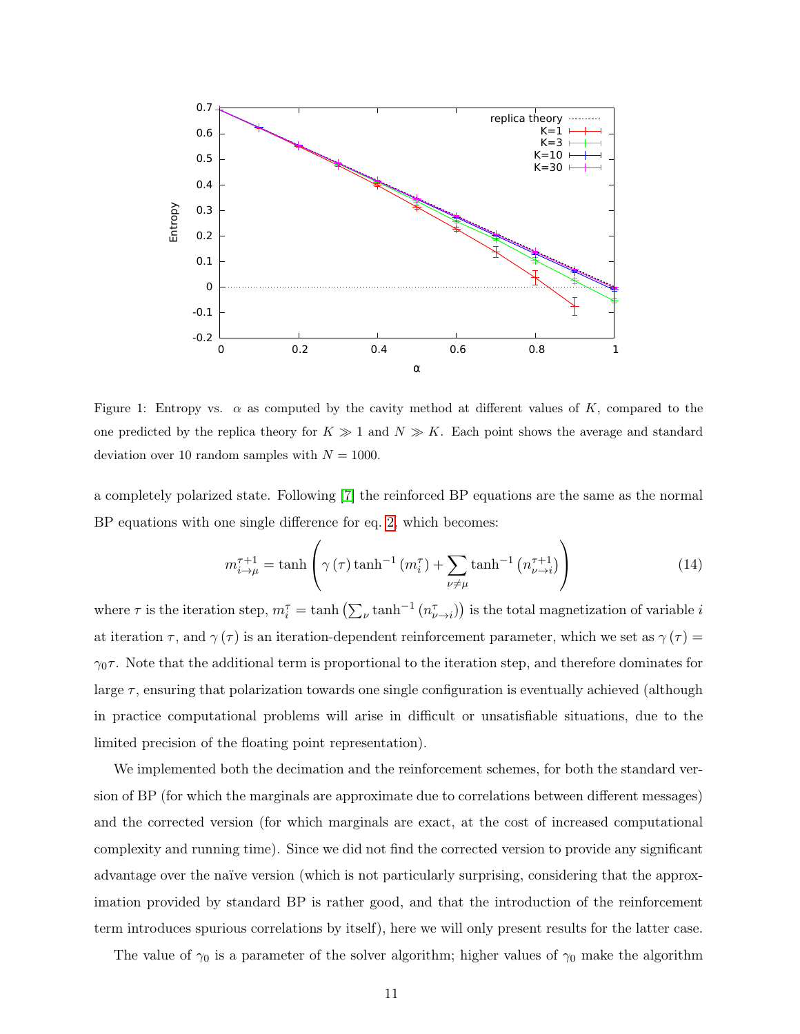Figure 1: Entropy vs. $\alpha$ as computed by the cavity method at different values of $K$, compared to the one predicted by the replica theory for $K \gg 1$ and $N \gg K$. Each point shows the average and standard deviation over 10 random samples with $N = 1000$.

a completely polarized state. Following [7] the reinforced BP equations are the same as the normal BP equations with one single difference for eq. 2, which becomes:

$$m_{i\to\mu}^{\tau+1} = \tanh\left(\gamma(\tau)\tanh^{-1}(m_i^\tau) + \sum_{\nu\neq\mu}\tanh^{-1}\left(n_{\nu\to i}^{\tau+1}\right)\right) \tag{14}$$

where $\tau$ is the iteration step, $m_i^\tau = \tanh\left(\sum_\nu \tanh^{-1}(n_{\nu\to i}^\tau)\right)$ is the total magnetization of variable $i$ at iteration $\tau$, and $\gamma(\tau)$ is an iteration-dependent reinforcement parameter, which we set as $\gamma(\tau) = \gamma_0\tau$. Note that the additional term is proportional to the iteration step, and therefore dominates for large $\tau$, ensuring that polarization towards one single configuration is eventually achieved (although in practice computational problems will arise in difficult or unsatisfiable situations, due to the limited precision of the floating point representation).

We implemented both the decimation and the reinforcement schemes, for both the standard version of BP (for which the marginals are approximate due to correlations between different messages) and the corrected version (for which marginals are exact, at the cost of increased computational complexity and running time). Since we did not find the corrected version to provide any significant advantage over the naïve version (which is not particularly surprising, considering that the approximation provided by standard BP is rather good, and that the introduction of the reinforcement term introduces spurious correlations by itself), here we will only present results for the latter case.

The value of $\gamma_0$ is a parameter of the solver algorithm; higher values of $\gamma_0$ make the algorithm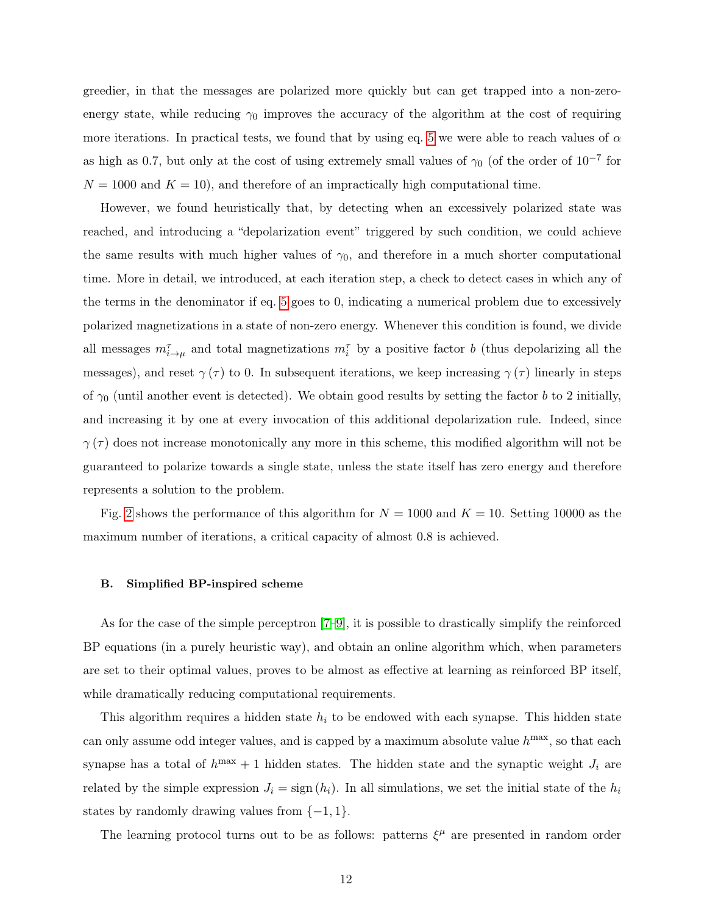greedier, in that the messages are polarized more quickly but can get trapped into a non-zero-energy state, while reducing $\gamma_0$ improves the accuracy of the algorithm at the cost of requiring more iterations. In practical tests, we found that by using eq. 5 we were able to reach values of $\alpha$ as high as 0.7, but only at the cost of using extremely small values of $\gamma_0$ (of the order of $10^{-7}$ for $N = 1000$ and $K = 10$), and therefore of an impractically high computational time.

However, we found heuristically that, by detecting when an excessively polarized state was reached, and introducing a "depolarization event" triggered by such condition, we could achieve the same results with much higher values of $\gamma_0$, and therefore in a much shorter computational time. More in detail, we introduced, at each iteration step, a check to detect cases in which any of the terms in the denominator if eq. 5 goes to 0, indicating a numerical problem due to excessively polarized magnetizations in a state of non-zero energy. Whenever this condition is found, we divide all messages $m_{i\to\mu}^{\tau}$ and total magnetizations $m_i^{\tau}$ by a positive factor $b$ (thus depolarizing all the messages), and reset $\gamma(\tau)$ to 0. In subsequent iterations, we keep increasing $\gamma(\tau)$ linearly in steps of $\gamma_0$ (until another event is detected). We obtain good results by setting the factor $b$ to 2 initially, and increasing it by one at every invocation of this additional depolarization rule. Indeed, since $\gamma(\tau)$ does not increase monotonically any more in this scheme, this modified algorithm will not be guaranteed to polarize towards a single state, unless the state itself has zero energy and therefore represents a solution to the problem.

Fig. 2 shows the performance of this algorithm for $N = 1000$ and $K = 10$. Setting 10000 as the maximum number of iterations, a critical capacity of almost 0.8 is achieved.

### B. Simplified BP-inspired scheme

As for the case of the simple perceptron [7–9], it is possible to drastically simplify the reinforced BP equations (in a purely heuristic way), and obtain an online algorithm which, when parameters are set to their optimal values, proves to be almost as effective at learning as reinforced BP itself, while dramatically reducing computational requirements.

This algorithm requires a hidden state $h_i$ to be endowed with each synapse. This hidden state can only assume odd integer values, and is capped by a maximum absolute value $h^{\max}$, so that each synapse has a total of $h^{\max} + 1$ hidden states. The hidden state and the synaptic weight $J_i$ are related by the simple expression $J_i = \text{sign}(h_i)$. In all simulations, we set the initial state of the $h_i$ states by randomly drawing values from $\{-1, 1\}$.

The learning protocol turns out to be as follows: patterns $\xi^{\mu}$ are presented in random order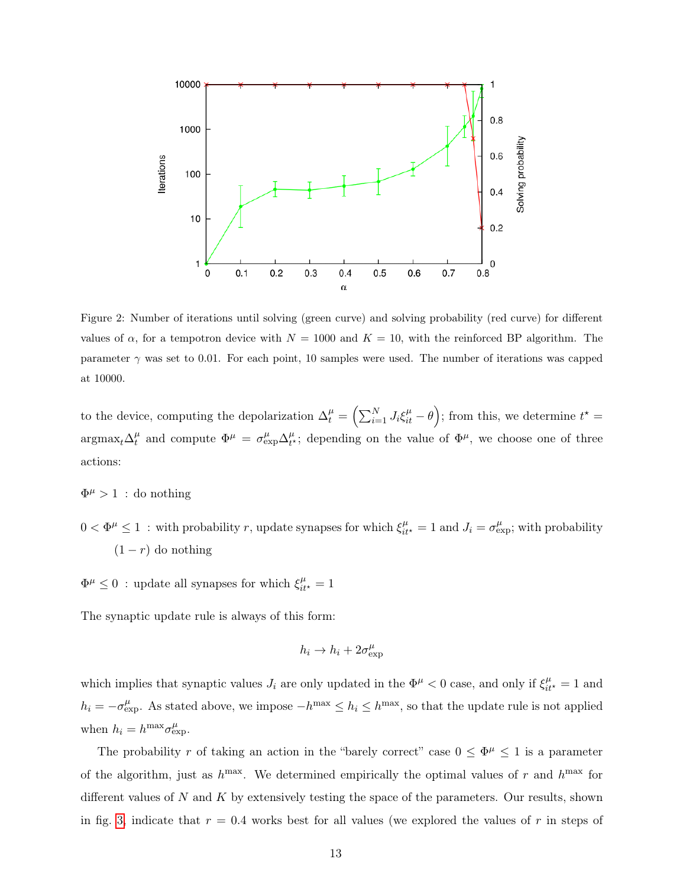Figure 2: Number of iterations until solving (green curve) and solving probability (red curve) for different values of $\alpha$, for a tempotron device with $N = 1000$ and $K = 10$, with the reinforced BP algorithm. The parameter $\gamma$ was set to 0.01. For each point, 10 samples were used. The number of iterations was capped at 10000.

to the device, computing the depolarization $\Delta_t^\mu = \left(\sum_{i=1}^N J_i \xi_{it}^\mu - \theta\right)$; from this, we determine $t^\star = \mathrm{argmax}_t \Delta_t^\mu$ and compute $\Phi^\mu = \sigma_{\mathrm{exp}}^\mu \Delta_{t^\star}^\mu$; depending on the value of $\Phi^\mu$, we choose one of three actions:

$\Phi^\mu > 1$ : do nothing

$0 < \Phi^\mu \leq 1$ : with probability $r$, update synapses for which $\xi_{it^\star}^\mu = 1$ and $J_i = \sigma_{\mathrm{exp}}^\mu$; with probability $(1 - r)$ do nothing

$\Phi^\mu \leq 0$ : update all synapses for which $\xi_{it^\star}^\mu = 1$

The synaptic update rule is always of this form:

$$h_i \to h_i + 2\sigma_{\mathrm{exp}}^\mu$$

which implies that synaptic values $J_i$ are only updated in the $\Phi^\mu < 0$ case, and only if $\xi_{it^\star}^\mu = 1$ and $h_i = -\sigma_{\mathrm{exp}}^\mu$. As stated above, we impose $-h^{\max} \leq h_i \leq h^{\max}$, so that the update rule is not applied when $h_i = h^{\max} \sigma_{\mathrm{exp}}^\mu$.

The probability $r$ of taking an action in the "barely correct" case $0 \leq \Phi^\mu \leq 1$ is a parameter of the algorithm, just as $h^{\max}$. We determined empirically the optimal values of $r$ and $h^{\max}$ for different values of $N$ and $K$ by extensively testing the space of the parameters. Our results, shown in fig. 3, indicate that $r = 0.4$ works best for all values (we explored the values of $r$ in steps of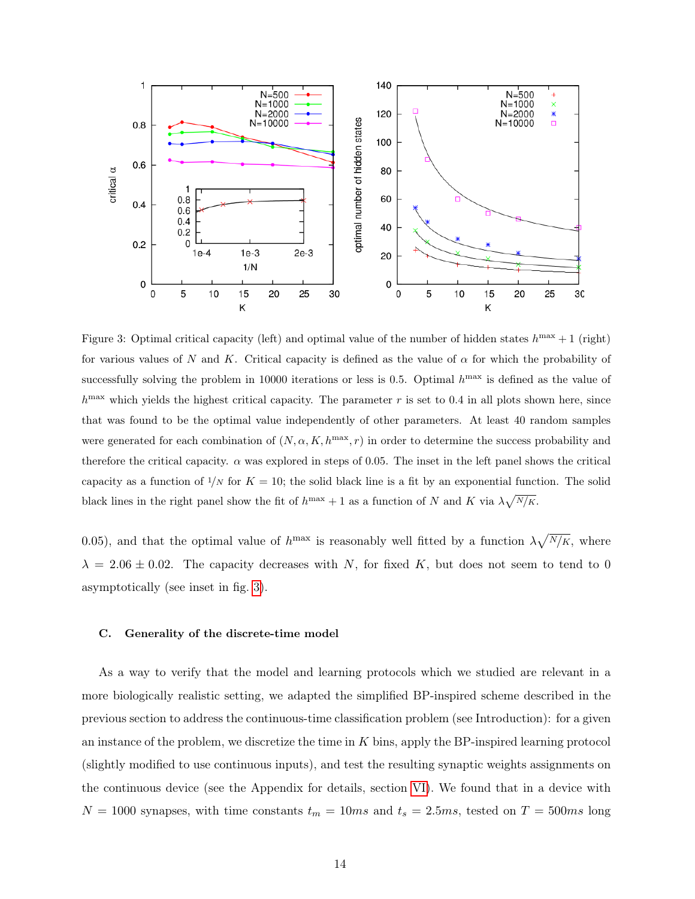Figure 3: Optimal critical capacity (left) and optimal value of the number of hidden states $h^{\max}+1$ (right) for various values of $N$ and $K$. Critical capacity is defined as the value of $\alpha$ for which the probability of successfully solving the problem in 10000 iterations or less is 0.5. Optimal $h^{\max}$ is defined as the value of $h^{\max}$ which yields the highest critical capacity. The parameter $r$ is set to 0.4 in all plots shown here, since that was found to be the optimal value independently of other parameters. At least 40 random samples were generated for each combination of $(N, \alpha, K, h^{\max}, r)$ in order to determine the success probability and therefore the critical capacity. $\alpha$ was explored in steps of 0.05. The inset in the left panel shows the critical capacity as a function of $1/N$ for $K=10$; the solid black line is a fit by an exponential function. The solid black lines in the right panel show the fit of $h^{\max}+1$ as a function of $N$ and $K$ via $\lambda\sqrt{N/K}$.

0.05), and that the optimal value of $h^{\max}$ is reasonably well fitted by a function $\lambda\sqrt{N/K}$, where $\lambda = 2.06 \pm 0.02$. The capacity decreases with $N$, for fixed $K$, but does not seem to tend to 0 asymptotically (see inset in fig. 3).

### C. Generality of the discrete-time model

As a way to verify that the model and learning protocols which we studied are relevant in a more biologically realistic setting, we adapted the simplified BP-inspired scheme described in the previous section to address the continuous-time classification problem (see Introduction): for a given an instance of the problem, we discretize the time in $K$ bins, apply the BP-inspired learning protocol (slightly modified to use continuous inputs), and test the resulting synaptic weights assignments on the continuous device (see the Appendix for details, section VI). We found that in a device with $N = 1000$ synapses, with time constants $t_m = 10ms$ and $t_s = 2.5ms$, tested on $T = 500ms$ long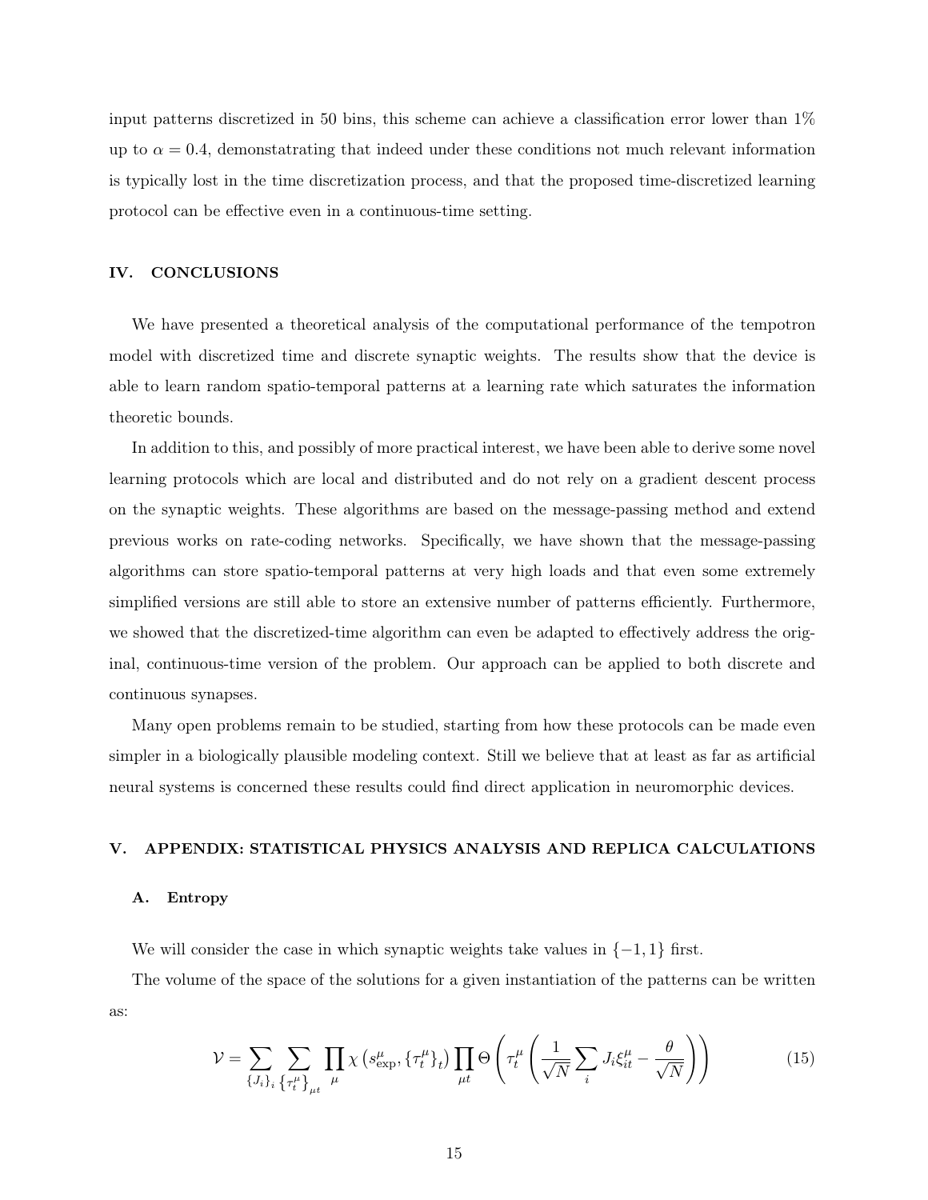input patterns discretized in 50 bins, this scheme can achieve a classification error lower than 1% up to $\alpha = 0.4$, demonstatrating that indeed under these conditions not much relevant information is typically lost in the time discretization process, and that the proposed time-discretized learning protocol can be effective even in a continuous-time setting.

## IV. CONCLUSIONS

We have presented a theoretical analysis of the computational performance of the tempotron model with discretized time and discrete synaptic weights. The results show that the device is able to learn random spatio-temporal patterns at a learning rate which saturates the information theoretic bounds.

In addition to this, and possibly of more practical interest, we have been able to derive some novel learning protocols which are local and distributed and do not rely on a gradient descent process on the synaptic weights. These algorithms are based on the message-passing method and extend previous works on rate-coding networks. Specifically, we have shown that the message-passing algorithms can store spatio-temporal patterns at very high loads and that even some extremely simplified versions are still able to store an extensive number of patterns efficiently. Furthermore, we showed that the discretized-time algorithm can even be adapted to effectively address the original, continuous-time version of the problem. Our approach can be applied to both discrete and continuous synapses.

Many open problems remain to be studied, starting from how these protocols can be made even simpler in a biologically plausible modeling context. Still we believe that at least as far as artificial neural systems is concerned these results could find direct application in neuromorphic devices.

## V. APPENDIX: STATISTICAL PHYSICS ANALYSIS AND REPLICA CALCULATIONS

### A. Entropy

We will consider the case in which synaptic weights take values in $\{-1, 1\}$ first.

The volume of the space of the solutions for a given instantiation of the patterns can be written as:

$$\mathcal{V} = \sum_{\{J_i\}_i} \sum_{\{\tau_t^\mu\}_{\mu t}} \prod_{\mu} \chi\left(s_{\exp}^\mu, \{\tau_t^\mu\}_t\right) \prod_{\mu t} \Theta\left(\tau_t^\mu \left(\frac{1}{\sqrt{N}} \sum_i J_i \xi_{it}^\mu - \frac{\theta}{\sqrt{N}}\right)\right) \tag{15}$$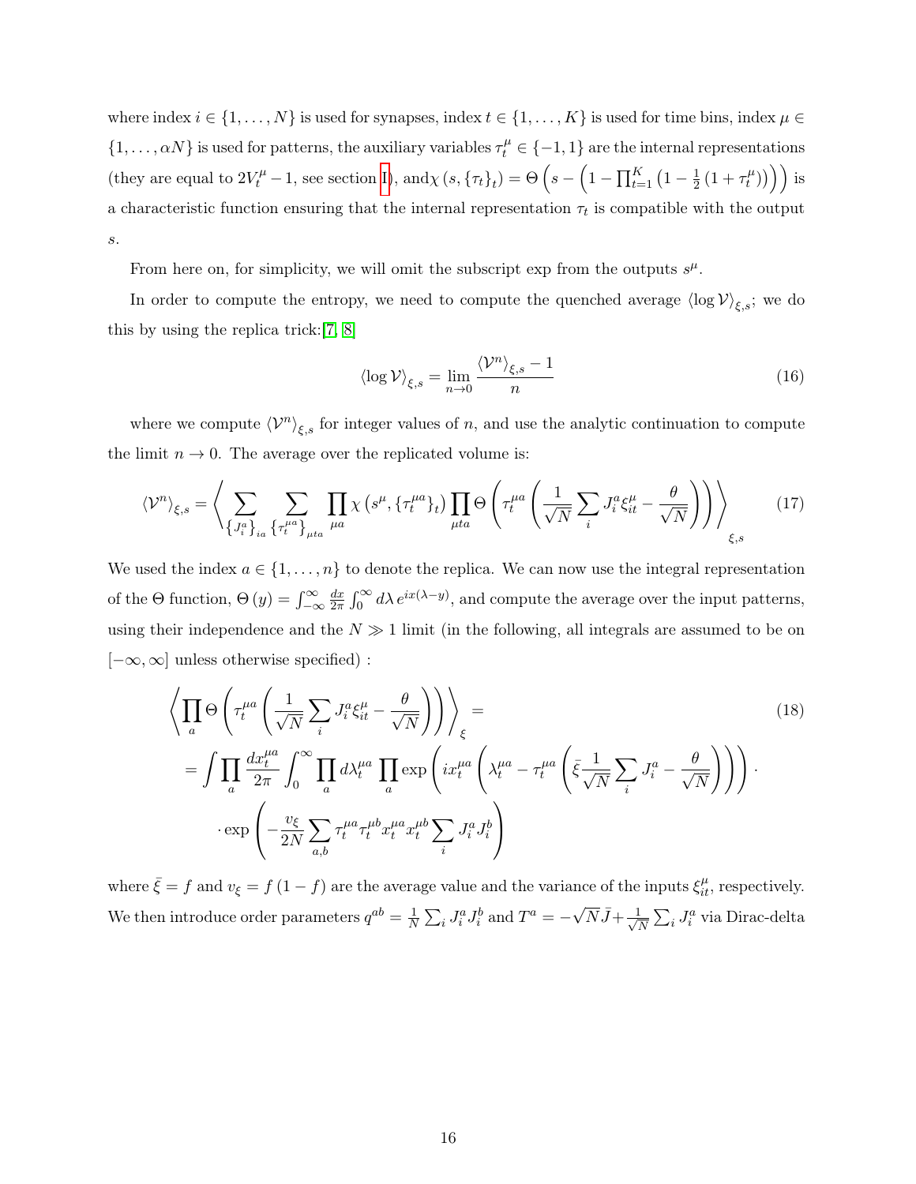where index $i \in \{1, \ldots, N\}$ is used for synapses, index $t \in \{1, \ldots, K\}$ is used for time bins, index $\mu \in \{1, \ldots, \alpha N\}$ is used for patterns, the auxiliary variables $\tau_t^\mu \in \{-1, 1\}$ are the internal representations (they are equal to $2V_t^\mu - 1$, see section I), and$\chi(s, \{\tau_t\}_t) = \Theta\left(s - \left(1 - \prod_{t=1}^K \left(1 - \frac{1}{2}(1 + \tau_t^\mu)\right)\right)\right)$ is a characteristic function ensuring that the internal representation $\tau_t$ is compatible with the output $s$.

From here on, for simplicity, we will omit the subscript exp from the outputs $s^\mu$.

In order to compute the entropy, we need to compute the quenched average $\langle \log \mathcal{V} \rangle_{\xi,s}$; we do this by using the replica trick:[7, 8]

$$\langle \log \mathcal{V} \rangle_{\xi,s} = \lim_{n \to 0} \frac{\langle \mathcal{V}^n \rangle_{\xi,s} - 1}{n} \tag{16}$$

where we compute $\langle \mathcal{V}^n \rangle_{\xi,s}$ for integer values of $n$, and use the analytic continuation to compute the limit $n \to 0$. The average over the replicated volume is:

$$\langle \mathcal{V}^n \rangle_{\xi,s} = \left\langle \sum_{\{J_i^a\}_{ia}} \sum_{\{\tau_t^{\mu a}\}_{\mu t a}} \prod_{\mu a} \chi\left(s^\mu, \{\tau_t^{\mu a}\}_t\right) \prod_{\mu t a} \Theta\left(\tau_t^{\mu a}\left(\frac{1}{\sqrt{N}} \sum_i J_i^a \xi_{it}^\mu - \frac{\theta}{\sqrt{N}}\right)\right)\right\rangle_{\xi,s} \tag{17}$$

We used the index $a \in \{1, \ldots, n\}$ to denote the replica. We can now use the integral representation of the $\Theta$ function, $\Theta(y) = \int_{-\infty}^{\infty} \frac{dx}{2\pi} \int_0^\infty d\lambda\, e^{ix(\lambda - y)}$, and compute the average over the input patterns, using their independence and the $N \gg 1$ limit (in the following, all integrals are assumed to be on $[-\infty, \infty]$ unless otherwise specified) :

$$\begin{aligned}
&\left\langle \prod_a \Theta\left(\tau_t^{\mu a}\left(\frac{1}{\sqrt{N}} \sum_i J_i^a \xi_{it}^\mu - \frac{\theta}{\sqrt{N}}\right)\right)\right\rangle_\xi = \\
&= \int \prod_a \frac{dx_t^{\mu a}}{2\pi} \int_0^\infty \prod_a d\lambda_t^{\mu a} \prod_a \exp\left(ix_t^{\mu a}\left(\lambda_t^{\mu a} - \tau_t^{\mu a}\left(\bar{\xi}\frac{1}{\sqrt{N}} \sum_i J_i^a - \frac{\theta}{\sqrt{N}}\right)\right)\right) \cdot \\
&\quad \cdot \exp\left(-\frac{v_\xi}{2N} \sum_{a,b} \tau_t^{\mu a} \tau_t^{\mu b} x_t^{\mu a} x_t^{\mu b} \sum_i J_i^a J_i^b\right)
\end{aligned} \tag{18}$$

where $\bar{\xi} = f$ and $v_\xi = f(1-f)$ are the average value and the variance of the inputs $\xi_{it}^\mu$, respectively. We then introduce order parameters $q^{ab} = \frac{1}{N} \sum_i J_i^a J_i^b$ and $T^a = -\sqrt{N}\bar{J} + \frac{1}{\sqrt{N}} \sum_i J_i^a$ via Dirac-delta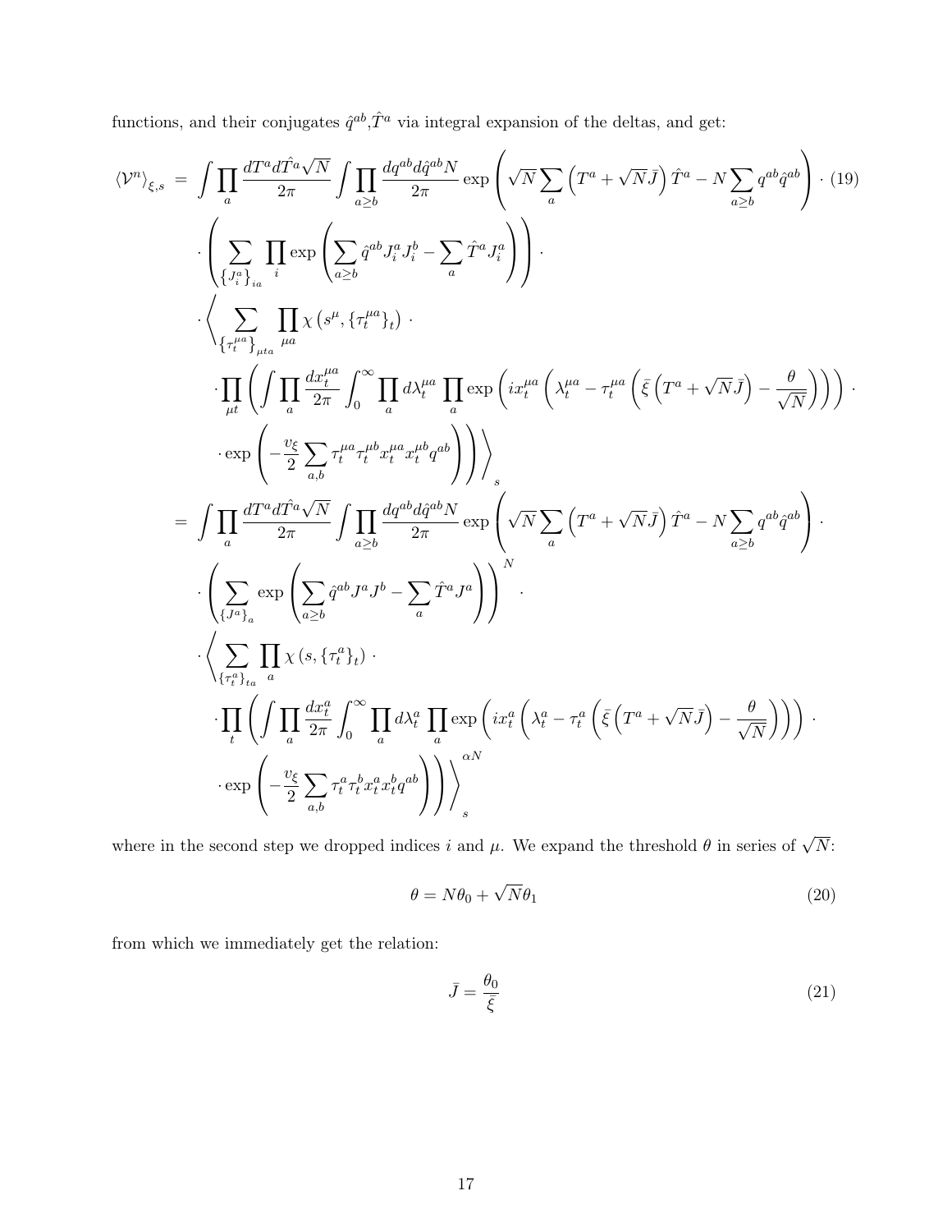functions, and their conjugates $\hat{q}^{ab}$,$\hat{T}^a$ via integral expansion of the deltas, and get:

$$
\begin{aligned}
\langle \mathcal{V}^n \rangle_{\xi,s} \;=\; & \int \prod_a \frac{dT^a d\hat{T}^a \sqrt{N}}{2\pi} \int \prod_{a \geq b} \frac{dq^{ab} d\hat{q}^{ab} N}{2\pi} \exp\left( \sqrt{N} \sum_a \left( T^a + \sqrt{N} \bar{J} \right) \hat{T}^a - N \sum_{a \geq b} q^{ab} \hat{q}^{ab} \right) \cdot \\
& \cdot \left( \sum_{\{J_i^a\}_{ia}} \prod_i \exp\left( \sum_{a \geq b} \hat{q}^{ab} J_i^a J_i^b - \sum_a \hat{T}^a J_i^a \right) \right) \cdot \\
& \cdot \Bigg\langle \sum_{\{\tau_t^{\mu a}\}_{\mu t a}} \prod_{\mu a} \chi\left( s^\mu, \{\tau_t^{\mu a}\}_t \right) \cdot \\
& \quad \cdot \prod_{\mu t} \left( \int \prod_a \frac{dx_t^{\mu a}}{2\pi} \int_0^\infty \prod_a d\lambda_t^{\mu a} \prod_a \exp\left( i x_t^{\mu a} \left( \lambda_t^{\mu a} - \tau_t^{\mu a} \left( \bar{\xi} \left( T^a + \sqrt{N} \bar{J} \right) - \frac{\theta}{\sqrt{N}} \right) \right) \right) \cdot \right. \\
& \quad \left. \cdot \exp\left( -\frac{v_\xi}{2} \sum_{a,b} \tau_t^{\mu a} \tau_t^{\mu b} x_t^{\mu a} x_t^{\mu b} q^{ab} \right) \right) \Bigg\rangle_s \\
= \;& \int \prod_a \frac{dT^a d\hat{T}^a \sqrt{N}}{2\pi} \int \prod_{a \geq b} \frac{dq^{ab} d\hat{q}^{ab} N}{2\pi} \exp\left( \sqrt{N} \sum_a \left( T^a + \sqrt{N} \bar{J} \right) \hat{T}^a - N \sum_{a \geq b} q^{ab} \hat{q}^{ab} \right) \cdot \\
& \cdot \left( \sum_{\{J^a\}_a} \exp\left( \sum_{a \geq b} \hat{q}^{ab} J^a J^b - \sum_a \hat{T}^a J^a \right) \right)^N \cdot \\
& \cdot \Bigg\langle \sum_{\{\tau_t^a\}_{ta}} \prod_a \chi\left( s, \{\tau_t^a\}_t \right) \cdot \\
& \quad \cdot \prod_t \left( \int \prod_a \frac{dx_t^a}{2\pi} \int_0^\infty \prod_a d\lambda_t^a \prod_a \exp\left( i x_t^a \left( \lambda_t^a - \tau_t^a \left( \bar{\xi} \left( T^a + \sqrt{N} \bar{J} \right) - \frac{\theta}{\sqrt{N}} \right) \right) \right) \cdot \right. \\
& \quad \left. \cdot \exp\left( -\frac{v_\xi}{2} \sum_{a,b} \tau_t^a \tau_t^b x_t^a x_t^b q^{ab} \right) \right) \Bigg\rangle_s^{\alpha N}
\end{aligned}
\tag{19}
$$

where in the second step we dropped indices $i$ and $\mu$. We expand the threshold $\theta$ in series of $\sqrt{N}$:

$$
\theta = N\theta_0 + \sqrt{N}\theta_1 \tag{20}
$$

from which we immediately get the relation:

$$
\bar{J} = \frac{\theta_0}{\bar{\xi}} \tag{21}
$$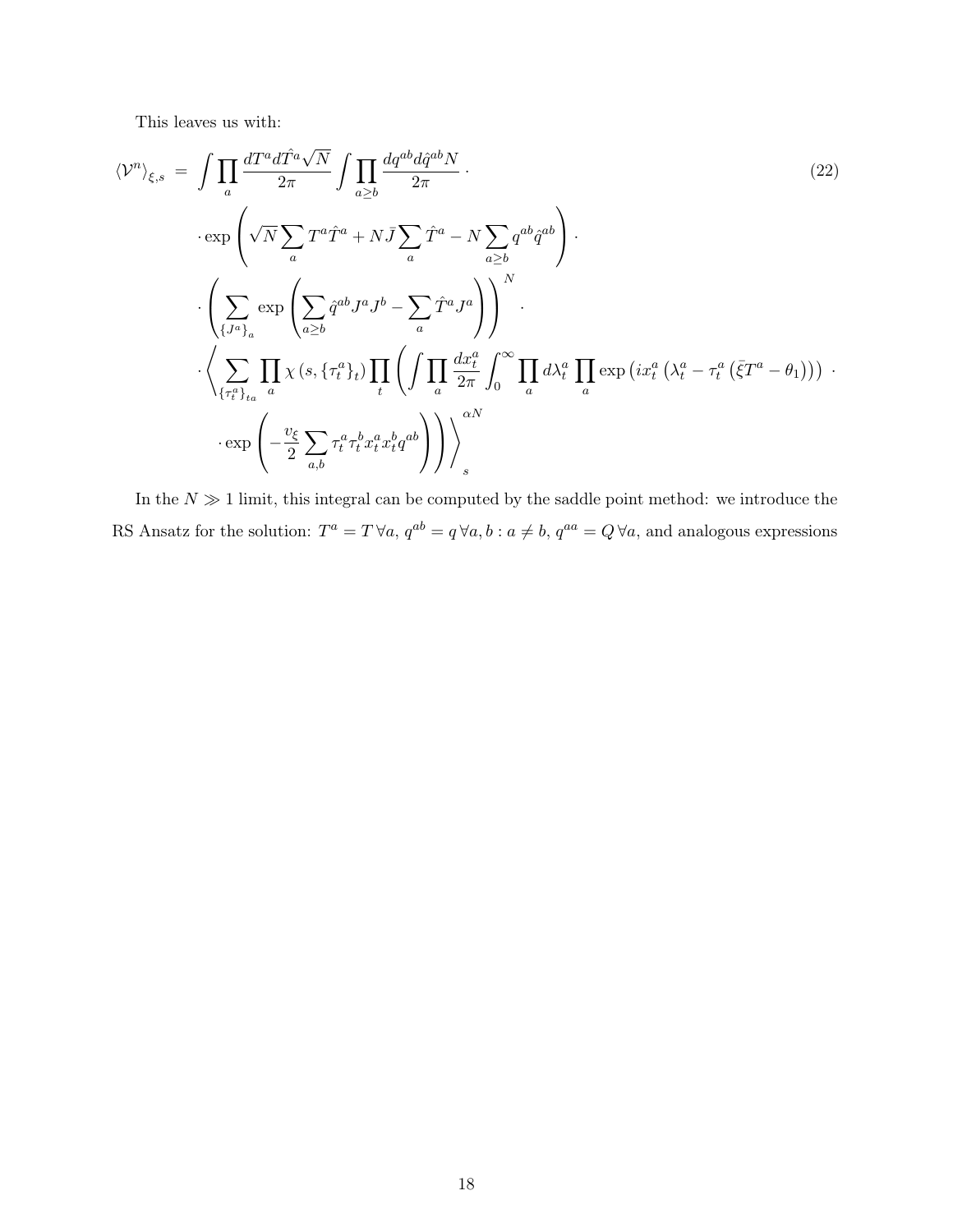This leaves us with:

$$
\begin{aligned}
\langle \mathcal{V}^n \rangle_{\xi,s} \;=\; & \int \prod_a \frac{dT^a d\hat{T}^a \sqrt{N}}{2\pi} \int \prod_{a \geq b} \frac{dq^{ab} d\hat{q}^{ab} N}{2\pi} \cdot \\
& \cdot \exp\left( \sqrt{N} \sum_a T^a \hat{T}^a + N \bar{J} \sum_a \hat{T}^a - N \sum_{a \geq b} q^{ab} \hat{q}^{ab} \right) \cdot \\
& \cdot \left( \sum_{\{J^a\}_a} \exp\left( \sum_{a \geq b} \hat{q}^{ab} J^a J^b - \sum_a \hat{T}^a J^a \right) \right)^N \cdot \\
& \cdot \left\langle \sum_{\{\tau_t^a\}_{ta}} \prod_a \chi\left(s, \{\tau_t^a\}_t\right) \prod_t \left( \int \prod_a \frac{dx_t^a}{2\pi} \int_0^\infty \prod_a d\lambda_t^a \prod_a \exp\left( i x_t^a \left( \lambda_t^a - \tau_t^a \left( \bar{\xi} T^a - \theta_1 \right) \right) \right) \cdot \right.\right. \\
& \left.\left. \quad \cdot \exp\left( -\frac{v_\xi}{2} \sum_{a,b} \tau_t^a \tau_t^b x_t^a x_t^b q^{ab} \right) \right) \right\rangle_s^{\alpha N}
\end{aligned} \tag{22}
$$

In the $N \gg 1$ limit, this integral can be computed by the saddle point method: we introduce the RS Ansatz for the solution: $T^a = T \, \forall a$, $q^{ab} = q \, \forall a, b : a \neq b$, $q^{aa} = Q \, \forall a$, and analogous expressions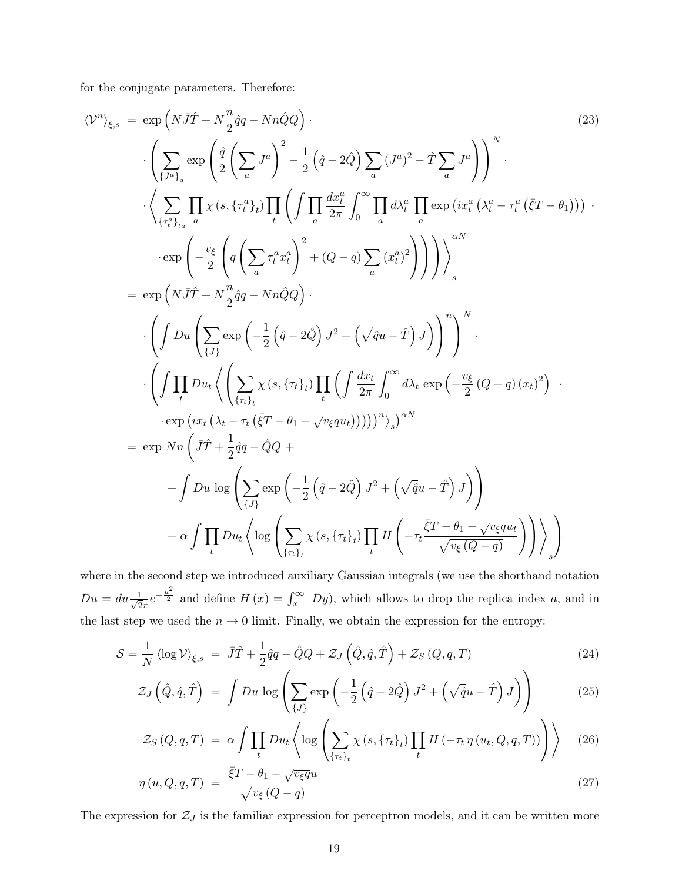for the conjugate parameters. Therefore:

$$
\begin{aligned}
\langle \mathcal{V}^n \rangle_{\xi,s} &= \exp\left( N\bar{J}\hat{T} + N\frac{n}{2}\hat{q}q - Nn\hat{Q}Q \right) \cdot \\
&\cdot \left( \sum_{\{J^a\}_a} \exp\left( \frac{\hat{q}}{2}\left( \sum_a J^a \right)^2 - \frac{1}{2}\left( \hat{q} - 2\hat{Q} \right) \sum_a (J^a)^2 - \hat{T}\sum_a J^a \right) \right)^N \cdot \\
&\cdot \left\langle \sum_{\{\tau_t^a\}_{ta}} \prod_a \chi\left(s, \{\tau_t^a\}_t\right) \prod_t \left( \int \prod_a \frac{dx_t^a}{2\pi} \int_0^\infty \prod_a d\lambda_t^a \prod_a \exp\left( ix_t^a \left( \lambda_t^a - \tau_t^a \left( \bar{\xi}T - \theta_1 \right) \right) \right) \cdot \right.\right. \\
&\qquad \left.\left. \cdot \exp\left( -\frac{v_\xi}{2} \left( q \left( \sum_a \tau_t^a x_t^a \right)^2 + (Q-q) \sum_a \left( x_t^a \right)^2 \right) \right) \right) \right\rangle_s^{\alpha N} \\
&= \exp\left( N\bar{J}\hat{T} + N\frac{n}{2}\hat{q}q - Nn\hat{Q}Q \right) \cdot \\
&\cdot \left( \int Du \left( \sum_{\{J\}} \exp\left( -\frac{1}{2}\left( \hat{q} - 2\hat{Q} \right) J^2 + \left( \sqrt{\hat{q}}u - \hat{T} \right) J \right) \right)^n \right)^N \cdot \\
&\cdot \left( \int \prod_t Du_t \left\langle \left( \sum_{\{\tau_t\}_t} \chi\left(s, \{\tau_t\}_t\right) \prod_t \left( \int \frac{dx_t}{2\pi} \int_0^\infty d\lambda_t \exp\left( -\frac{v_\xi}{2}(Q-q)(x_t)^2 \right) \cdot \right.\right.\right. \\
&\qquad \left.\left.\left. \cdot \exp\left( ix_t \left( \lambda_t - \tau_t \left( \bar{\xi}T - \theta_1 - \sqrt{v_\xi q} u_t \right) \right) \right) \right) \right)^n \right\rangle_s \right)^{\alpha N} \\
&= \exp Nn \left( \bar{J}\hat{T} + \frac{1}{2}\hat{q}q - \hat{Q}Q + \right. \\
&\qquad + \int Du \log\left( \sum_{\{J\}} \exp\left( -\frac{1}{2}\left( \hat{q} - 2\hat{Q} \right) J^2 + \left( \sqrt{\hat{q}}u - \hat{T} \right) J \right) \right) \\
&\qquad \left. + \alpha \int \prod_t Du_t \left\langle \log\left( \sum_{\{\tau_t\}_t} \chi\left(s, \{\tau_t\}_t\right) \prod_t H\left( -\tau_t \frac{\bar{\xi}T - \theta_1 - \sqrt{v_\xi q} u_t}{\sqrt{v_\xi (Q-q)}} \right) \right) \right\rangle_s \right)
\end{aligned}
\tag{23}
$$

where in the second step we introduced auxiliary Gaussian integrals (we use the shorthand notation $Du = du \frac{1}{\sqrt{2\pi}} e^{-\frac{u^2}{2}}$ and define $H(x) = \int_x^\infty Dy$), which allows to drop the replica index $a$, and in the last step we used the $n \to 0$ limit. Finally, we obtain the expression for the entropy:

$$
\mathcal{S} = \frac{1}{N} \langle \log \mathcal{V} \rangle_{\xi,s} = \bar{J}\hat{T} + \frac{1}{2}\hat{q}q - \hat{Q}Q + \mathcal{Z}_J\left( \hat{Q}, \hat{q}, \hat{T} \right) + \mathcal{Z}_S\left( Q, q, T \right) \tag{24}
$$

$$
\mathcal{Z}_J\left( \hat{Q}, \hat{q}, \hat{T} \right) = \int Du \log\left( \sum_{\{J\}} \exp\left( -\frac{1}{2}\left( \hat{q} - 2\hat{Q} \right) J^2 + \left( \sqrt{\hat{q}}u - \hat{T} \right) J \right) \right) \tag{25}
$$

$$
\mathcal{Z}_S\left( Q, q, T \right) = \alpha \int \prod_t Du_t \left\langle \log\left( \sum_{\{\tau_t\}_t} \chi\left(s, \{\tau_t\}_t\right) \prod_t H\left( -\tau_t \, \eta\left( u_t, Q, q, T \right) \right) \right) \right\rangle \tag{26}
$$

$$
\eta\left( u, Q, q, T \right) = \frac{\bar{\xi}T - \theta_1 - \sqrt{v_\xi q} u}{\sqrt{v_\xi (Q-q)}} \tag{27}
$$

The expression for $\mathcal{Z}_J$ is the familiar expression for perceptron models, and it can be written more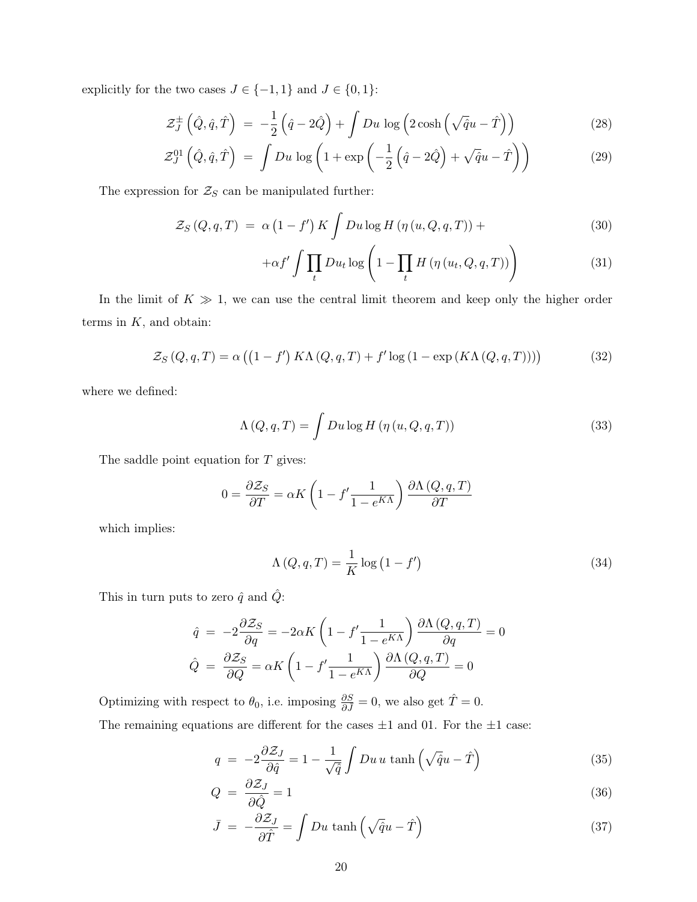explicitly for the two cases $J \in \{-1, 1\}$ and $J \in \{0, 1\}$:

$$\mathcal{Z}_J^{\pm}\left(\hat{Q}, \hat{q}, \hat{T}\right) = -\frac{1}{2}\left(\hat{q} - 2\hat{Q}\right) + \int Du \,\log\left(2\cosh\left(\sqrt{\hat{q}}u - \hat{T}\right)\right) \tag{28}$$

$$\mathcal{Z}_J^{01}\left(\hat{Q}, \hat{q}, \hat{T}\right) = \int Du \,\log\left(1 + \exp\left(-\frac{1}{2}\left(\hat{q} - 2\hat{Q}\right) + \sqrt{\hat{q}}u - \hat{T}\right)\right) \tag{29}$$

The expression for $\mathcal{Z}_S$ can be manipulated further:

$$\mathcal{Z}_S\left(Q, q, T\right) = \alpha\left(1 - f'\right)K \int Du \log H\left(\eta\left(u, Q, q, T\right)\right) + \tag{30}$$

$$+\alpha f' \int \prod_t Du_t \log\left(1 - \prod_t H\left(\eta\left(u_t, Q, q, T\right)\right)\right) \tag{31}$$

In the limit of $K \gg 1$, we can use the central limit theorem and keep only the higher order terms in $K$, and obtain:

$$\mathcal{Z}_S\left(Q, q, T\right) = \alpha\left(\left(1 - f'\right)K\Lambda\left(Q, q, T\right) + f'\log\left(1 - \exp\left(K\Lambda\left(Q, q, T\right)\right)\right)\right) \tag{32}$$

where we defined:

$$\Lambda\left(Q, q, T\right) = \int Du \log H\left(\eta\left(u, Q, q, T\right)\right) \tag{33}$$

The saddle point equation for $T$ gives:

$$0 = \frac{\partial \mathcal{Z}_S}{\partial T} = \alpha K\left(1 - f'\frac{1}{1 - e^{K\Lambda}}\right)\frac{\partial \Lambda\left(Q, q, T\right)}{\partial T}$$

which implies:

$$\Lambda\left(Q, q, T\right) = \frac{1}{K}\log\left(1 - f'\right) \tag{34}$$

This in turn puts to zero $\hat{q}$ and $\hat{Q}$:

$$\hat{q} = -2\frac{\partial \mathcal{Z}_S}{\partial q} = -2\alpha K\left(1 - f'\frac{1}{1 - e^{K\Lambda}}\right)\frac{\partial \Lambda\left(Q, q, T\right)}{\partial q} = 0$$

$$\hat{Q} = \frac{\partial \mathcal{Z}_S}{\partial Q} = \alpha K\left(1 - f'\frac{1}{1 - e^{K\Lambda}}\right)\frac{\partial \Lambda\left(Q, q, T\right)}{\partial Q} = 0$$

Optimizing with respect to $\theta_0$, i.e. imposing $\frac{\partial S}{\partial J} = 0$, we also get $\hat{T} = 0$.

The remaining equations are different for the cases $\pm 1$ and 01. For the $\pm 1$ case:

$$q = -2\frac{\partial \mathcal{Z}_J}{\partial \hat{q}} = 1 - \frac{1}{\sqrt{\hat{q}}}\int Du \, u \tanh\left(\sqrt{\hat{q}}u - \hat{T}\right) \tag{35}$$

$$Q = \frac{\partial \mathcal{Z}_J}{\partial \hat{Q}} = 1 \tag{36}$$

$$\bar{J} = -\frac{\partial \mathcal{Z}_J}{\partial \hat{T}} = \int Du \tanh\left(\sqrt{\hat{q}}u - \hat{T}\right) \tag{37}$$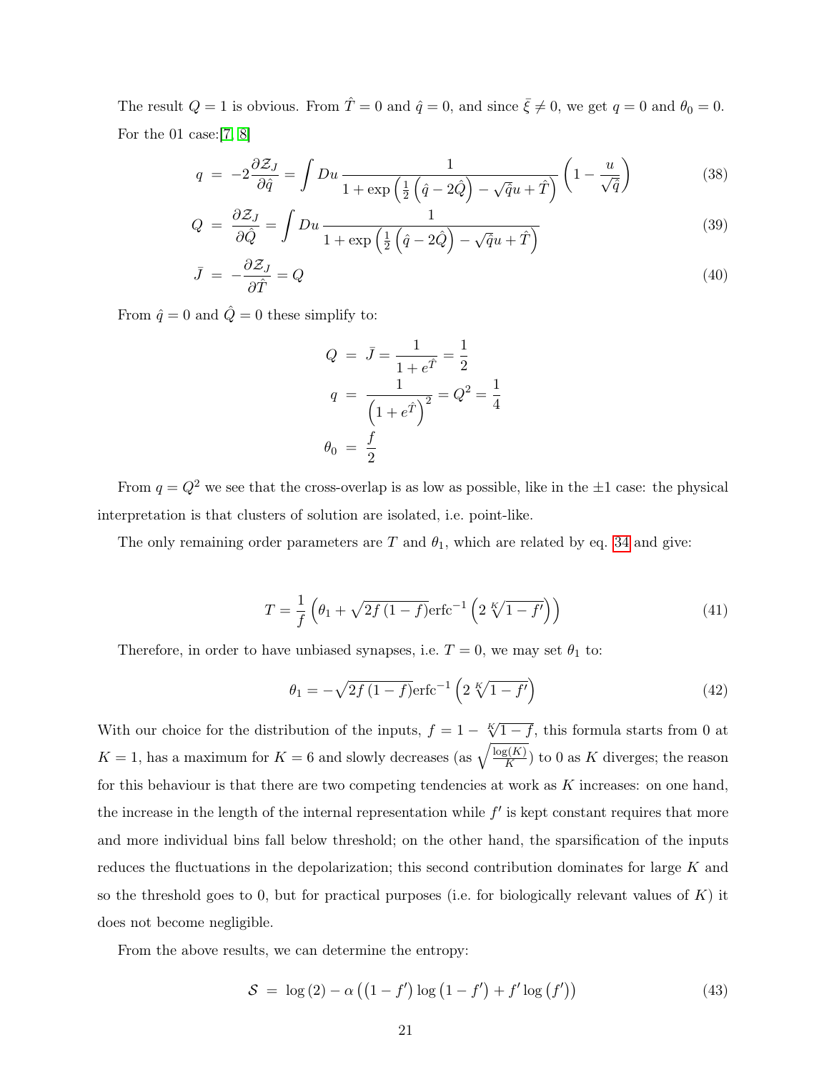The result $Q = 1$ is obvious. From $\hat{T} = 0$ and $\hat{q} = 0$, and since $\bar{\xi} \neq 0$, we get $q = 0$ and $\theta_0 = 0$.

For the 01 case:[7, 8]

$$q = -2\frac{\partial \mathcal{Z}_J}{\partial \hat{q}} = \int Du \, \frac{1}{1 + \exp\left(\frac{1}{2}\left(\hat{q} - 2\hat{Q}\right) - \sqrt{\hat{q}}u + \hat{T}\right)} \left(1 - \frac{u}{\sqrt{\hat{q}}}\right) \tag{38}$$

$$Q = \frac{\partial \mathcal{Z}_J}{\partial \hat{Q}} = \int Du \, \frac{1}{1 + \exp\left(\frac{1}{2}\left(\hat{q} - 2\hat{Q}\right) - \sqrt{\hat{q}}u + \hat{T}\right)} \tag{39}$$

$$\bar{J} = -\frac{\partial \mathcal{Z}_J}{\partial \hat{T}} = Q \tag{40}$$

From $\hat{q} = 0$ and $\hat{Q} = 0$ these simplify to:

$$Q = \bar{J} = \frac{1}{1 + e^{\hat{T}}} = \frac{1}{2}$$

$$q = \frac{1}{\left(1 + e^{\hat{T}}\right)^2} = Q^2 = \frac{1}{4}$$

$$\theta_0 = \frac{f}{2}$$

From $q = Q^2$ we see that the cross-overlap is as low as possible, like in the $\pm 1$ case: the physical interpretation is that clusters of solution are isolated, i.e. point-like.

The only remaining order parameters are $T$ and $\theta_1$, which are related by eq. 34 and give:

$$T = \frac{1}{f}\left(\theta_1 + \sqrt{2f\left(1-f\right)}\mathrm{erfc}^{-1}\left(2\sqrt[K]{1-f'}\right)\right) \tag{41}$$

Therefore, in order to have unbiased synapses, i.e. $T = 0$, we may set $\theta_1$ to:

$$\theta_1 = -\sqrt{2f\left(1-f\right)}\mathrm{erfc}^{-1}\left(2\sqrt[K]{1-f'}\right) \tag{42}$$

With our choice for the distribution of the inputs, $f = 1 - \sqrt[K]{1-f}$, this formula starts from 0 at $K = 1$, has a maximum for $K = 6$ and slowly decreases (as $\sqrt{\frac{\log(K)}{K}}$) to 0 as $K$ diverges; the reason for this behaviour is that there are two competing tendencies at work as $K$ increases: on one hand, the increase in the length of the internal representation while $f'$ is kept constant requires that more and more individual bins fall below threshold; on the other hand, the sparsification of the inputs reduces the fluctuations in the depolarization; this second contribution dominates for large $K$ and so the threshold goes to 0, but for practical purposes (i.e. for biologically relevant values of $K$) it does not become negligible.

From the above results, we can determine the entropy:

$$\mathcal{S} = \log(2) - \alpha\left(\left(1-f'\right)\log\left(1-f'\right) + f'\log\left(f'\right)\right) \tag{43}$$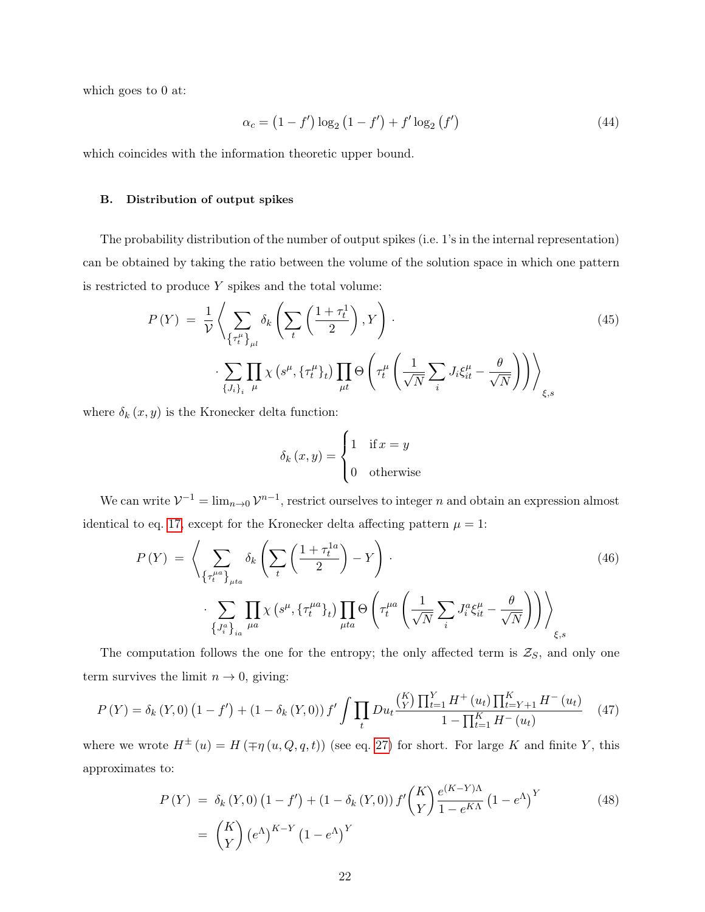which goes to 0 at:

$$\alpha_c = \left(1 - f'\right) \log_2 \left(1 - f'\right) + f' \log_2 \left(f'\right) \tag{44}$$

which coincides with the information theoretic upper bound.

### B. Distribution of output spikes

The probability distribution of the number of output spikes (i.e. 1's in the internal representation) can be obtained by taking the ratio between the volume of the solution space in which one pattern is restricted to produce $Y$ spikes and the total volume:

$$\begin{aligned} P(Y) = & \frac{1}{\mathcal{V}} \left\langle \sum_{\left\{\tau_t^\mu\right\}_{\mu l}} \delta_k \left( \sum_t \left( \frac{1 + \tau_t^1}{2} \right), Y \right) \cdot \right. \\ & \left. \cdot \sum_{\{J_i\}_i} \prod_\mu \chi\left(s^\mu, \{\tau_t^\mu\}_t\right) \prod_{\mu t} \Theta\left( \tau_t^\mu \left( \frac{1}{\sqrt{N}} \sum_i J_i \xi_{it}^\mu - \frac{\theta}{\sqrt{N}} \right) \right) \right\rangle_{\xi, s} \end{aligned} \tag{45}$$

where $\delta_k(x, y)$ is the Kronecker delta function:

$$\delta_k(x, y) = \begin{cases} 1 & \text{if } x = y \\ 0 & \text{otherwise} \end{cases}$$

We can write $\mathcal{V}^{-1} = \lim_{n \to 0} \mathcal{V}^{n-1}$, restrict ourselves to integer $n$ and obtain an expression almost identical to eq. 17, except for the Kronecker delta affecting pattern $\mu = 1$:

$$\begin{aligned} P(Y) = & \left\langle \sum_{\left\{\tau_t^{\mu a}\right\}_{\mu t a}} \delta_k \left( \sum_t \left( \frac{1 + \tau_t^{1a}}{2} \right) - Y \right) \cdot \right. \\ & \left. \cdot \sum_{\left\{J_i^a\right\}_{ia}} \prod_{\mu a} \chi\left(s^\mu, \{\tau_t^{\mu a}\}_t\right) \prod_{\mu t a} \Theta\left( \tau_t^{\mu a} \left( \frac{1}{\sqrt{N}} \sum_i J_i^a \xi_{it}^\mu - \frac{\theta}{\sqrt{N}} \right) \right) \right\rangle_{\xi, s} \end{aligned} \tag{46}$$

The computation follows the one for the entropy; the only affected term is $\mathcal{Z}_S$, and only one term survives the limit $n \to 0$, giving:

$$P(Y) = \delta_k(Y, 0)\left(1 - f'\right) + \left(1 - \delta_k(Y, 0)\right) f' \int \prod_t Du_t \frac{\binom{K}{Y} \prod_{t=1}^{Y} H^+(u_t) \prod_{t=Y+1}^{K} H^-(u_t)}{1 - \prod_{t=1}^{K} H^-(u_t)} \tag{47}$$

where we wrote $H^\pm(u) = H(\mp\eta(u, Q, q, t))$ (see eq. 27) for short. For large $K$ and finite $Y$, this approximates to:

$$\begin{aligned} P(Y) &= \delta_k(Y, 0)\left(1 - f'\right) + \left(1 - \delta_k(Y, 0)\right) f' \binom{K}{Y} \frac{e^{(K-Y)\Lambda}}{1 - e^{K\Lambda}} \left(1 - e^\Lambda\right)^Y \\ &= \binom{K}{Y} \left(e^\Lambda\right)^{K-Y} \left(1 - e^\Lambda\right)^Y \end{aligned} \tag{48}$$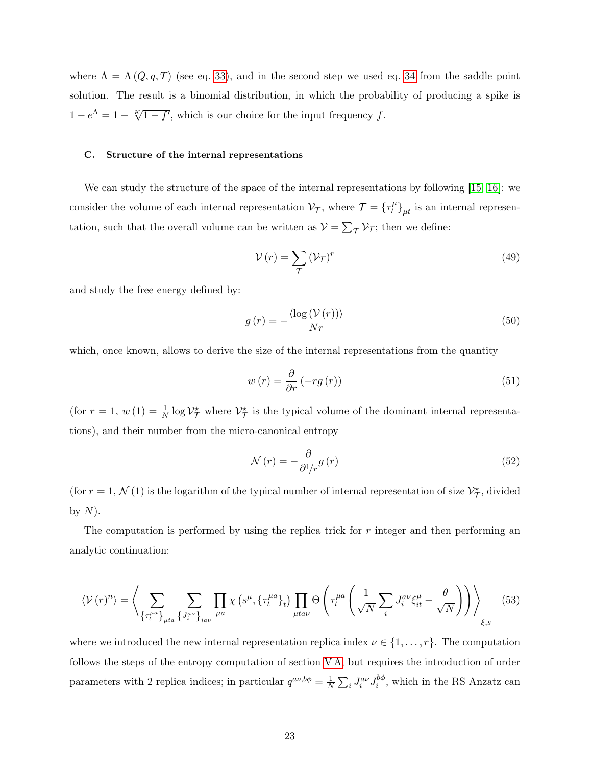where $\Lambda = \Lambda(Q, q, T)$ (see eq. 33), and in the second step we used eq. 34 from the saddle point solution. The result is a binomial distribution, in which the probability of producing a spike is $1 - e^{\Lambda} = 1 - \sqrt[K]{1 - f'}$, which is our choice for the input frequency $f$.

### C. Structure of the internal representations

We can study the structure of the space of the internal representations by following [15, 16]: we consider the volume of each internal representation $\mathcal{V}_{\mathcal{T}}$, where $\mathcal{T} = \{\tau_t^{\mu}\}_{\mu t}$ is an internal representation, such that the overall volume can be written as $\mathcal{V} = \sum_{\mathcal{T}} \mathcal{V}_{\mathcal{T}}$; then we define:

$$\mathcal{V}(r) = \sum_{\mathcal{T}} (\mathcal{V}_{\mathcal{T}})^r \tag{49}$$

and study the free energy defined by:

$$g(r) = -\frac{\langle \log(\mathcal{V}(r)) \rangle}{Nr} \tag{50}$$

which, once known, allows to derive the size of the internal representations from the quantity

$$w(r) = \frac{\partial}{\partial r}(-r g(r)) \tag{51}$$

(for $r = 1$, $w(1) = \frac{1}{N} \log \mathcal{V}_{\mathcal{T}}^{\star}$ where $\mathcal{V}_{\mathcal{T}}^{\star}$ is the typical volume of the dominant internal representations), and their number from the micro-canonical entropy

$$\mathcal{N}(r) = -\frac{\partial}{\partial^1/r} g(r) \tag{52}$$

(for $r = 1$, $\mathcal{N}(1)$ is the logarithm of the typical number of internal representation of size $\mathcal{V}_{\mathcal{T}}^{\star}$, divided by $N$).

The computation is performed by using the replica trick for $r$ integer and then performing an analytic continuation:

$$\langle \mathcal{V}(r)^n \rangle = \left\langle \sum_{\{\tau_t^{\mu a}\}_{\mu t a}} \sum_{\{J_i^{a\nu}\}_{i a \nu}} \prod_{\mu a} \chi\left(s^{\mu}, \{\tau_t^{\mu a}\}_t\right) \prod_{\mu t a \nu} \Theta\left(\tau_t^{\mu a}\left(\frac{1}{\sqrt{N}} \sum_i J_i^{a\nu} \xi_{it}^{\mu} - \frac{\theta}{\sqrt{N}}\right)\right) \right\rangle_{\xi, s} \tag{53}$$

where we introduced the new internal representation replica index $\nu \in \{1, \ldots, r\}$. The computation follows the steps of the entropy computation of section V A, but requires the introduction of order parameters with 2 replica indices; in particular $q^{a\nu, b\phi} = \frac{1}{N} \sum_i J_i^{a\nu} J_i^{b\phi}$, which in the RS Anzatz can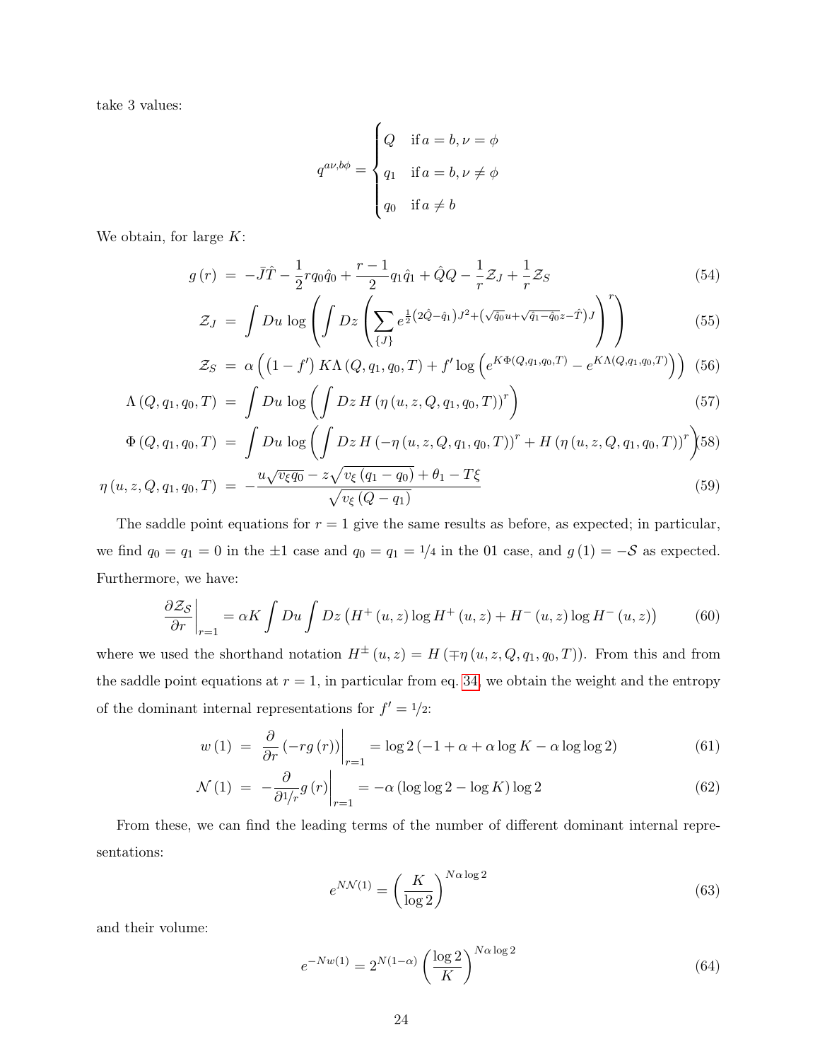take 3 values:

$$q^{a\nu,b\phi} = \begin{cases} Q & \text{if } a = b, \nu = \phi \\ q_1 & \text{if } a = b, \nu \neq \phi \\ q_0 & \text{if } a \neq b \end{cases}$$

We obtain, for large $K$:

$$g(r) = -\bar{J}\hat{T} - \frac{1}{2} r q_0 \hat{q}_0 + \frac{r-1}{2} q_1 \hat{q}_1 + \hat{Q}Q - \frac{1}{r}\mathcal{Z}_J + \frac{1}{r}\mathcal{Z}_S \tag{54}$$

$$\mathcal{Z}_J = \int Du \, \log\left(\int Dz \left(\sum_{\{J\}} e^{\frac{1}{2}\left(2\hat{Q}-\hat{q}_1\right)J^2 + \left(\sqrt{\hat{q}_0}u + \sqrt{\hat{q}_1-\hat{q}_0}z - \hat{T}\right)J}\right)^r\right) \tag{55}$$

$$\mathcal{Z}_S = \alpha\left(\left(1-f'\right)K\Lambda\left(Q,q_1,q_0,T\right) + f' \log\left(e^{K\Phi(Q,q_1,q_0,T)} - e^{K\Lambda(Q,q_1,q_0,T)}\right)\right) \tag{56}$$

$$\Lambda\left(Q,q_1,q_0,T\right) = \int Du \, \log\left(\int Dz \, H\left(\eta\left(u,z,Q,q_1,q_0,T\right)\right)^r\right) \tag{57}$$

$$\Phi\left(Q,q_1,q_0,T\right) = \int Du \, \log\left(\int Dz \, H\left(-\eta\left(u,z,Q,q_1,q_0,T\right)\right)^r + H\left(\eta\left(u,z,Q,q_1,q_0,T\right)\right)^r\right) \tag{58}$$

$$\eta\left(u,z,Q,q_1,q_0,T\right) = -\frac{u\sqrt{v_\xi q_0} - z\sqrt{v_\xi\left(q_1-q_0\right)} + \theta_1 - T\xi}{\sqrt{v_\xi\left(Q-q_1\right)}} \tag{59}$$

The saddle point equations for $r=1$ give the same results as before, as expected; in particular, we find $q_0 = q_1 = 0$ in the $\pm 1$ case and $q_0 = q_1 = 1/4$ in the 01 case, and $g(1) = -\mathcal{S}$ as expected. Furthermore, we have:

$$\left.\frac{\partial \mathcal{Z}_\mathcal{S}}{\partial r}\right|_{r=1} = \alpha K \int Du \int Dz \left(H^+(u,z)\log H^+(u,z) + H^-(u,z)\log H^-(u,z)\right) \tag{60}$$

where we used the shorthand notation $H^\pm(u,z) = H\left(\mp\eta\left(u,z,Q,q_1,q_0,T\right)\right)$. From this and from the saddle point equations at $r=1$, in particular from eq. 34, we obtain the weight and the entropy of the dominant internal representations for $f' = 1/2$:

$$w(1) = \left.\frac{\partial}{\partial r}\left(-r g(r)\right)\right|_{r=1} = \log 2\left(-1 + \alpha + \alpha \log K - \alpha \log\log 2\right) \tag{61}$$

$$\mathcal{N}(1) = \left.-\frac{\partial}{\partial 1/r} g(r)\right|_{r=1} = -\alpha\left(\log\log 2 - \log K\right)\log 2 \tag{62}$$

From these, we can find the leading terms of the number of different dominant internal representations:

$$e^{N\mathcal{N}(1)} = \left(\frac{K}{\log 2}\right)^{N\alpha\log 2} \tag{63}$$

and their volume:

$$e^{-Nw(1)} = 2^{N(1-\alpha)}\left(\frac{\log 2}{K}\right)^{N\alpha\log 2} \tag{64}$$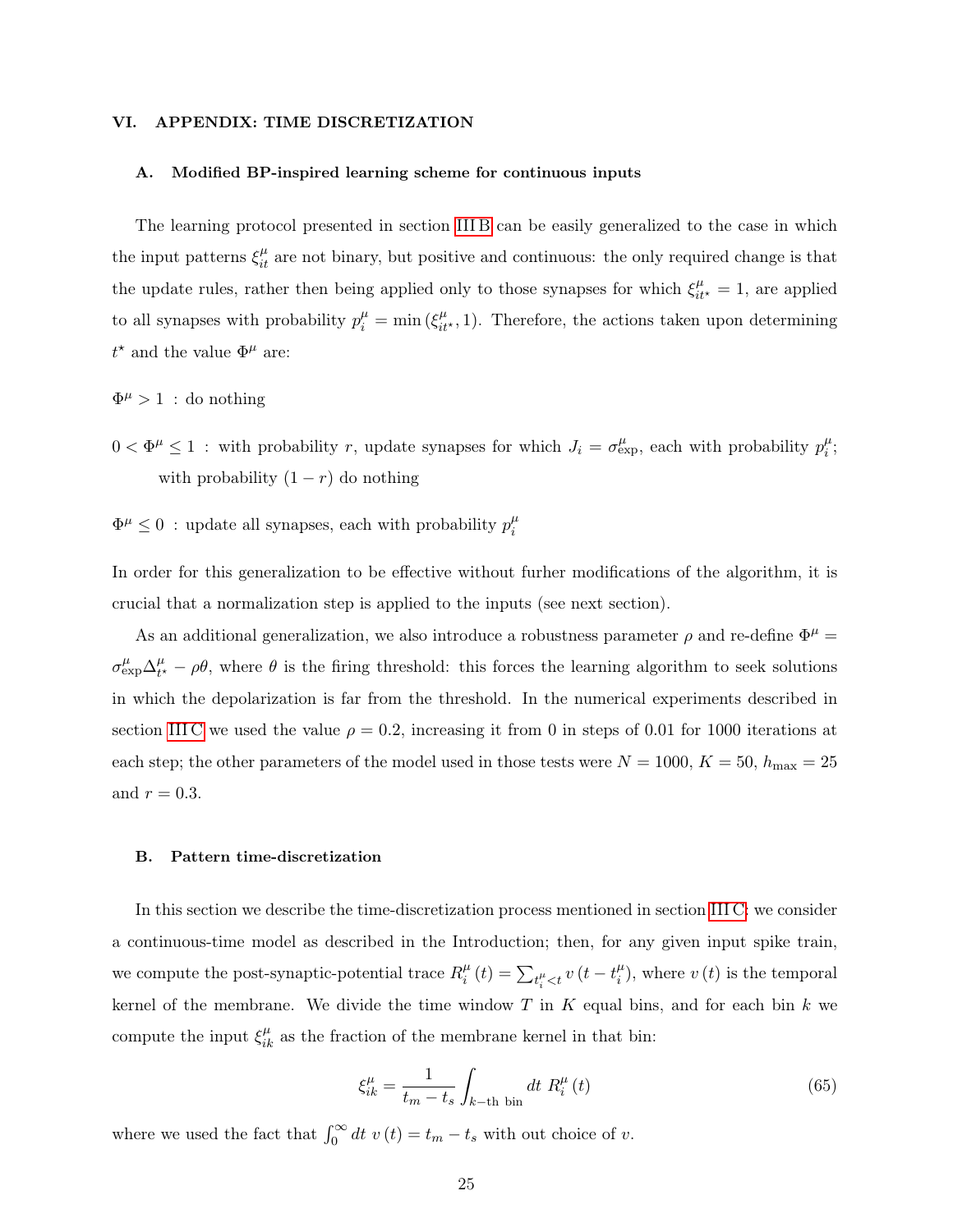## VI. APPENDIX: TIME DISCRETIZATION

### A. Modified BP-inspired learning scheme for continuous inputs

The learning protocol presented in section III B can be easily generalized to the case in which the input patterns $\xi_{it}^{\mu}$ are not binary, but positive and continuous: the only required change is that the update rules, rather then being applied only to those synapses for which $\xi_{it^{\star}}^{\mu} = 1$, are applied to all synapses with probability $p_i^{\mu} = \min\left(\xi_{it^{\star}}^{\mu}, 1\right)$. Therefore, the actions taken upon determining $t^{\star}$ and the value $\Phi^{\mu}$ are:

$\Phi^{\mu} > 1$ : do nothing

$0 < \Phi^{\mu} \leq 1$ : with probability $r$, update synapses for which $J_i = \sigma_{\text{exp}}^{\mu}$, each with probability $p_i^{\mu}$; with probability $(1-r)$ do nothing

$\Phi^{\mu} \leq 0$ : update all synapses, each with probability $p_i^{\mu}$

In order for this generalization to be effective without furher modifications of the algorithm, it is crucial that a normalization step is applied to the inputs (see next section).

As an additional generalization, we also introduce a robustness parameter $\rho$ and re-define $\Phi^{\mu} = \sigma_{\text{exp}}^{\mu} \Delta_{t^{\star}}^{\mu} - \rho\theta$, where $\theta$ is the firing threshold: this forces the learning algorithm to seek solutions in which the depolarization is far from the threshold. In the numerical experiments described in section III C we used the value $\rho = 0.2$, increasing it from 0 in steps of 0.01 for 1000 iterations at each step; the other parameters of the model used in those tests were $N = 1000$, $K = 50$, $h_{\max} = 25$ and $r = 0.3$.

### B. Pattern time-discretization

In this section we describe the time-discretization process mentioned in section III C: we consider a continuous-time model as described in the Introduction; then, for any given input spike train, we compute the post-synaptic-potential trace $R_i^{\mu}(t) = \sum_{t_i^{\mu} < t} v\left(t - t_i^{\mu}\right)$, where $v(t)$ is the temporal kernel of the membrane. We divide the time window $T$ in $K$ equal bins, and for each bin $k$ we compute the input $\xi_{ik}^{\mu}$ as the fraction of the membrane kernel in that bin:

$$\xi_{ik}^{\mu} = \frac{1}{t_m - t_s} \int_{k\text{−th bin}} dt\ R_i^{\mu}(t) \tag{65}$$

where we used the fact that $\int_0^{\infty} dt\ v(t) = t_m - t_s$ with out choice of $v$.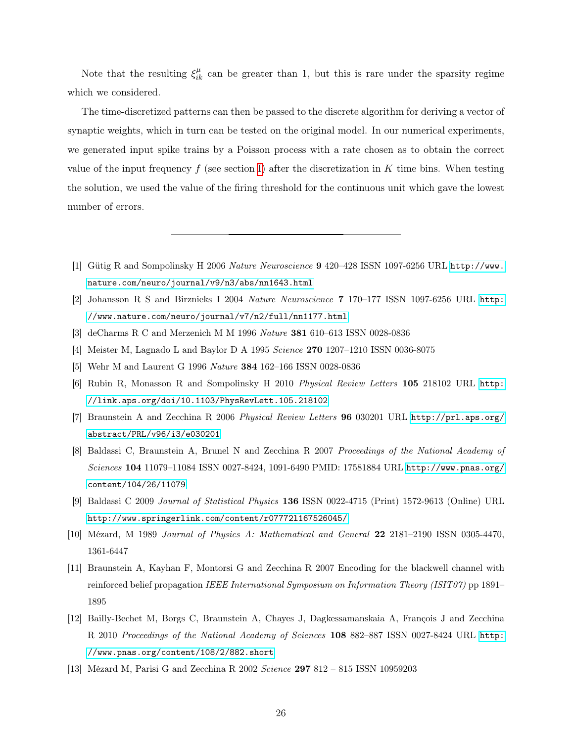Note that the resulting $\xi^{\mu}_{ik}$ can be greater than 1, but this is rare under the sparsity regime which we considered.

The time-discretized patterns can then be passed to the discrete algorithm for deriving a vector of synaptic weights, which in turn can be tested on the original model. In our numerical experiments, we generated input spike trains by a Poisson process with a rate chosen as to obtain the correct value of the input frequency $f$ (see section I) after the discretization in $K$ time bins. When testing the solution, we used the value of the firing threshold for the continuous unit which gave the lowest number of errors.

---

[1] Gütig R and Sompolinsky H 2006 *Nature Neuroscience* **9** 420–428 ISSN 1097-6256 URL http://www.nature.com/neuro/journal/v9/n3/abs/nn1643.html

[2] Johansson R S and Birznieks I 2004 *Nature Neuroscience* **7** 170–177 ISSN 1097-6256 URL http://www.nature.com/neuro/journal/v7/n2/full/nn1177.html

[3] deCharms R C and Merzenich M M 1996 *Nature* **381** 610–613 ISSN 0028-0836

[4] Meister M, Lagnado L and Baylor D A 1995 *Science* **270** 1207–1210 ISSN 0036-8075

[5] Wehr M and Laurent G 1996 *Nature* **384** 162–166 ISSN 0028-0836

[6] Rubin R, Monasson R and Sompolinsky H 2010 *Physical Review Letters* **105** 218102 URL http://link.aps.org/doi/10.1103/PhysRevLett.105.218102

[7] Braunstein A and Zecchina R 2006 *Physical Review Letters* **96** 030201 URL http://prl.aps.org/abstract/PRL/v96/i3/e030201

[8] Baldassi C, Braunstein A, Brunel N and Zecchina R 2007 *Proceedings of the National Academy of Sciences* **104** 11079–11084 ISSN 0027-8424, 1091-6490 PMID: 17581884 URL http://www.pnas.org/content/104/26/11079

[9] Baldassi C 2009 *Journal of Statistical Physics* **136** ISSN 0022-4715 (Print) 1572-9613 (Online) URL http://www.springerlink.com/content/r077721167526045/

[10] Mézard, M 1989 *Journal of Physics A: Mathematical and General* **22** 2181–2190 ISSN 0305-4470, 1361-6447

[11] Braunstein A, Kayhan F, Montorsi G and Zecchina R 2007 Encoding for the blackwell channel with reinforced belief propagation *IEEE International Symposium on Information Theory (ISIT07)* pp 1891–1895

[12] Bailly-Bechet M, Borgs C, Braunstein A, Chayes J, Dagkessamanskaia A, François J and Zecchina R 2010 *Proceedings of the National Academy of Sciences* **108** 882–887 ISSN 0027-8424 URL http://www.pnas.org/content/108/2/882.short

[13] Mézard M, Parisi G and Zecchina R 2002 *Science* **297** 812 – 815 ISSN 10959203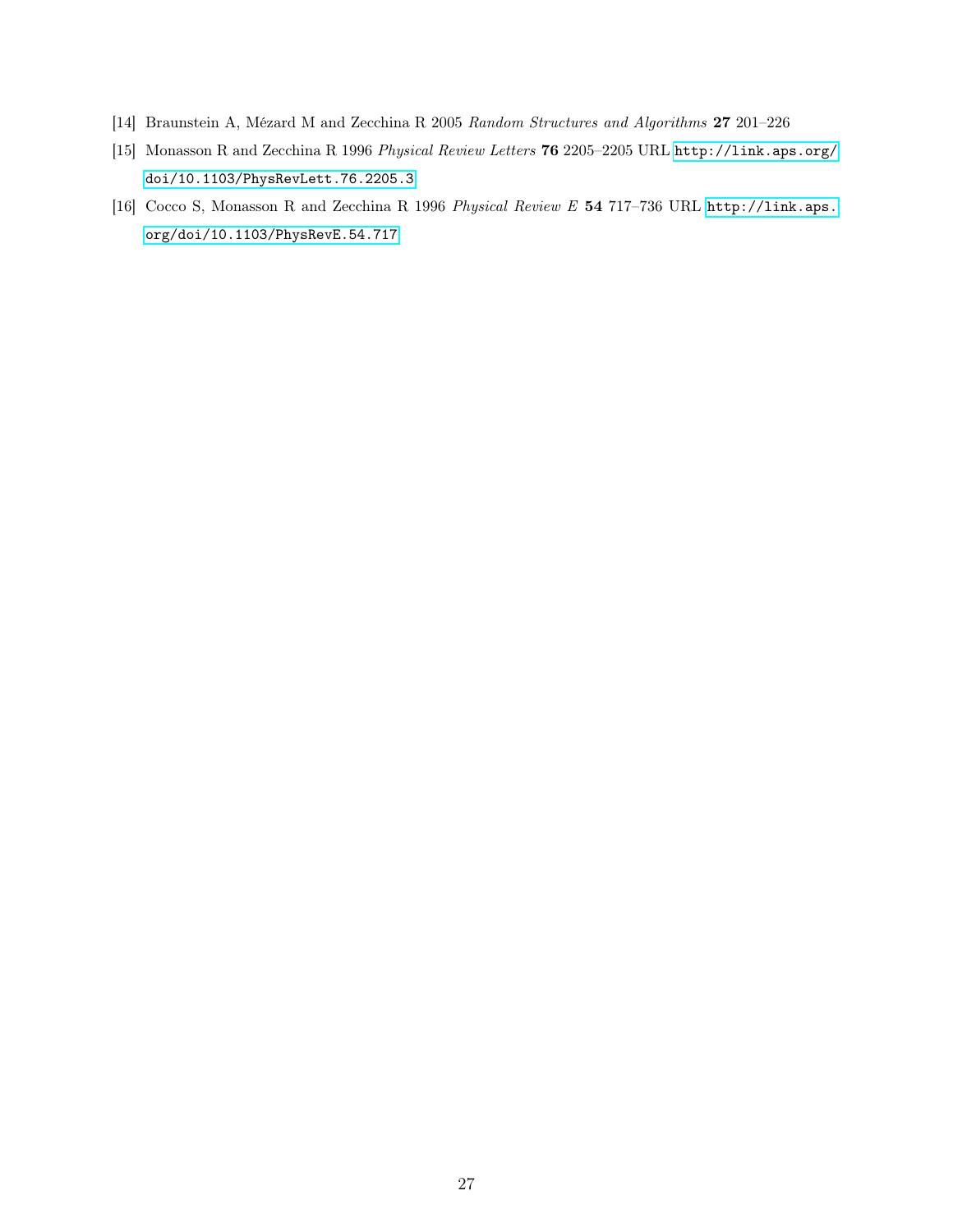[14] Braunstein A, Mézard M and Zecchina R 2005 *Random Structures and Algorithms* **27** 201–226

[15] Monasson R and Zecchina R 1996 *Physical Review Letters* **76** 2205–2205 URL http://link.aps.org/doi/10.1103/PhysRevLett.76.2205.3

[16] Cocco S, Monasson R and Zecchina R 1996 *Physical Review E* **54** 717–736 URL http://link.aps.org/doi/10.1103/PhysRevE.54.717